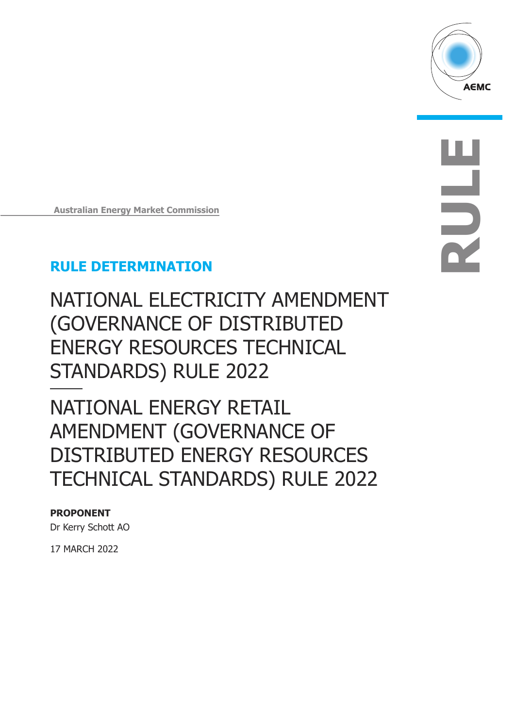Australian Energy Market Commission

**RULE DETERMINATION**

# NATIONAL ELECTRICITY AMENDMENT (GOVERNANCE OF DISTRIBUTED ENERGY RESOURCES TECHNICAL STANDARDS) RULE 2022

# NATIONAL ENERGY RETAIL AMENDMENT (GOVERNANCE OF DISTRIBUTED ENERGY RESOURCES TECHNICAL STANDARDS) RULE 2022

**PROPONENT**

Dr Kerry Schott AO

17 MARCH 2022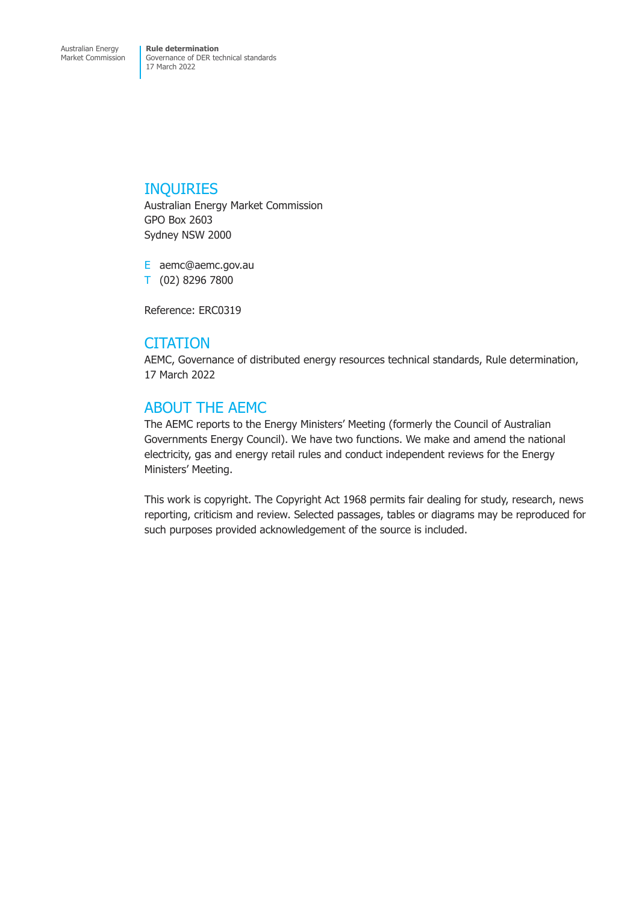## INQUIRIES

Australian Energy Market Commission
GPO Box 2603
Sydney NSW 2000

E aemc@aemc.gov.au
T (02) 8296 7800

Reference: ERC0319

## CITATION

AEMC, Governance of distributed energy resources technical standards, Rule determination, 17 March 2022

## ABOUT THE AEMC

The AEMC reports to the Energy Ministers' Meeting (formerly the Council of Australian Governments Energy Council). We have two functions. We make and amend the national electricity, gas and energy retail rules and conduct independent reviews for the Energy Ministers' Meeting.

This work is copyright. The Copyright Act 1968 permits fair dealing for study, research, news reporting, criticism and review. Selected passages, tables or diagrams may be reproduced for such purposes provided acknowledgement of the source is included.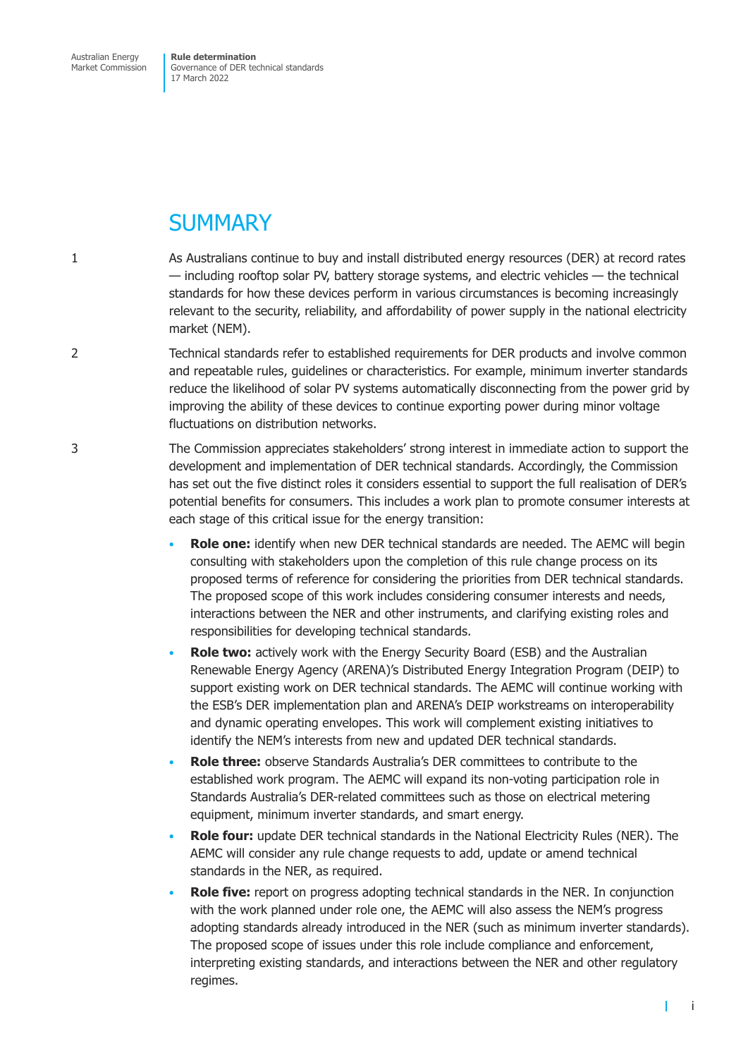# SUMMARY

1 As Australians continue to buy and install distributed energy resources (DER) at record rates — including rooftop solar PV, battery storage systems, and electric vehicles — the technical standards for how these devices perform in various circumstances is becoming increasingly relevant to the security, reliability, and affordability of power supply in the national electricity market (NEM).

2 Technical standards refer to established requirements for DER products and involve common and repeatable rules, guidelines or characteristics. For example, minimum inverter standards reduce the likelihood of solar PV systems automatically disconnecting from the power grid by improving the ability of these devices to continue exporting power during minor voltage fluctuations on distribution networks.

3 The Commission appreciates stakeholders' strong interest in immediate action to support the development and implementation of DER technical standards. Accordingly, the Commission has set out the five distinct roles it considers essential to support the full realisation of DER's potential benefits for consumers. This includes a work plan to promote consumer interests at each stage of this critical issue for the energy transition:

- **Role one:** identify when new DER technical standards are needed. The AEMC will begin consulting with stakeholders upon the completion of this rule change process on its proposed terms of reference for considering the priorities from DER technical standards. The proposed scope of this work includes considering consumer interests and needs, interactions between the NER and other instruments, and clarifying existing roles and responsibilities for developing technical standards.
- **Role two:** actively work with the Energy Security Board (ESB) and the Australian Renewable Energy Agency (ARENA)'s Distributed Energy Integration Program (DEIP) to support existing work on DER technical standards. The AEMC will continue working with the ESB's DER implementation plan and ARENA's DEIP workstreams on interoperability and dynamic operating envelopes. This work will complement existing initiatives to identify the NEM's interests from new and updated DER technical standards.
- **Role three:** observe Standards Australia's DER committees to contribute to the established work program. The AEMC will expand its non-voting participation role in Standards Australia's DER-related committees such as those on electrical metering equipment, minimum inverter standards, and smart energy.
- **Role four:** update DER technical standards in the National Electricity Rules (NER). The AEMC will consider any rule change requests to add, update or amend technical standards in the NER, as required.
- **Role five:** report on progress adopting technical standards in the NER. In conjunction with the work planned under role one, the AEMC will also assess the NEM's progress adopting standards already introduced in the NER (such as minimum inverter standards). The proposed scope of issues under this role include compliance and enforcement, interpreting existing standards, and interactions between the NER and other regulatory regimes.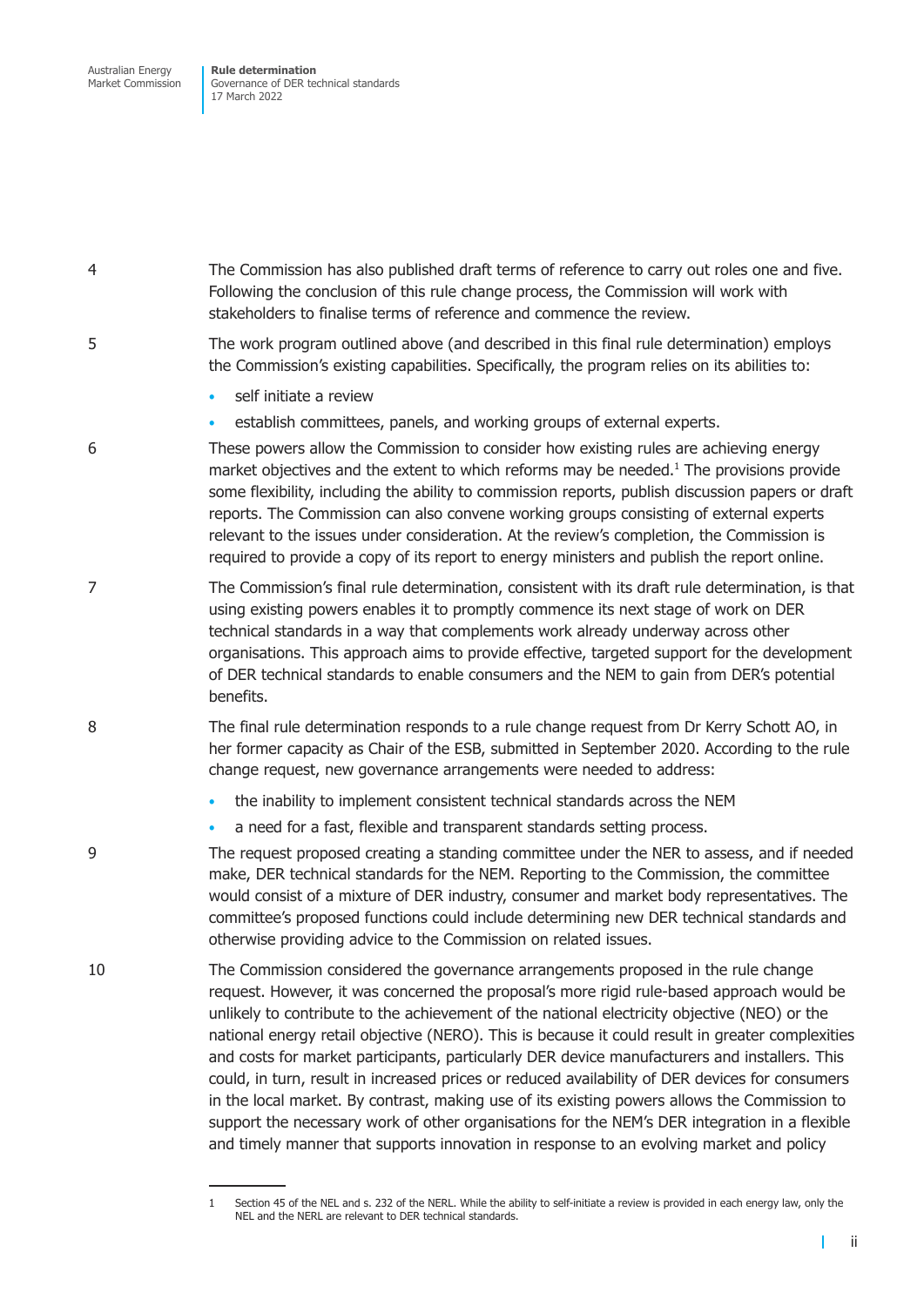4 The Commission has also published draft terms of reference to carry out roles one and five. Following the conclusion of this rule change process, the Commission will work with stakeholders to finalise terms of reference and commence the review.

5 The work program outlined above (and described in this final rule determination) employs the Commission's existing capabilities. Specifically, the program relies on its abilities to:

- self initiate a review
- establish committees, panels, and working groups of external experts.

6 These powers allow the Commission to consider how existing rules are achieving energy market objectives and the extent to which reforms may be needed.[1] The provisions provide some flexibility, including the ability to commission reports, publish discussion papers or draft reports. The Commission can also convene working groups consisting of external experts relevant to the issues under consideration. At the review's completion, the Commission is required to provide a copy of its report to energy ministers and publish the report online.

7 The Commission's final rule determination, consistent with its draft rule determination, is that using existing powers enables it to promptly commence its next stage of work on DER technical standards in a way that complements work already underway across other organisations. This approach aims to provide effective, targeted support for the development of DER technical standards to enable consumers and the NEM to gain from DER's potential benefits.

8 The final rule determination responds to a rule change request from Dr Kerry Schott AO, in her former capacity as Chair of the ESB, submitted in September 2020. According to the rule change request, new governance arrangements were needed to address:

- the inability to implement consistent technical standards across the NEM
- a need for a fast, flexible and transparent standards setting process.

9 The request proposed creating a standing committee under the NER to assess, and if needed make, DER technical standards for the NEM. Reporting to the Commission, the committee would consist of a mixture of DER industry, consumer and market body representatives. The committee's proposed functions could include determining new DER technical standards and otherwise providing advice to the Commission on related issues.

10 The Commission considered the governance arrangements proposed in the rule change request. However, it was concerned the proposal's more rigid rule-based approach would be unlikely to contribute to the achievement of the national electricity objective (NEO) or the national energy retail objective (NERO). This is because it could result in greater complexities and costs for market participants, particularly DER device manufacturers and installers. This could, in turn, result in increased prices or reduced availability of DER devices for consumers in the local market. By contrast, making use of its existing powers allows the Commission to support the necessary work of other organisations for the NEM's DER integration in a flexible and timely manner that supports innovation in response to an evolving market and policy

---

1 Section 45 of the NEL and s. 232 of the NERL. While the ability to self-initiate a review is provided in each energy law, only the NEL and the NERL are relevant to DER technical standards.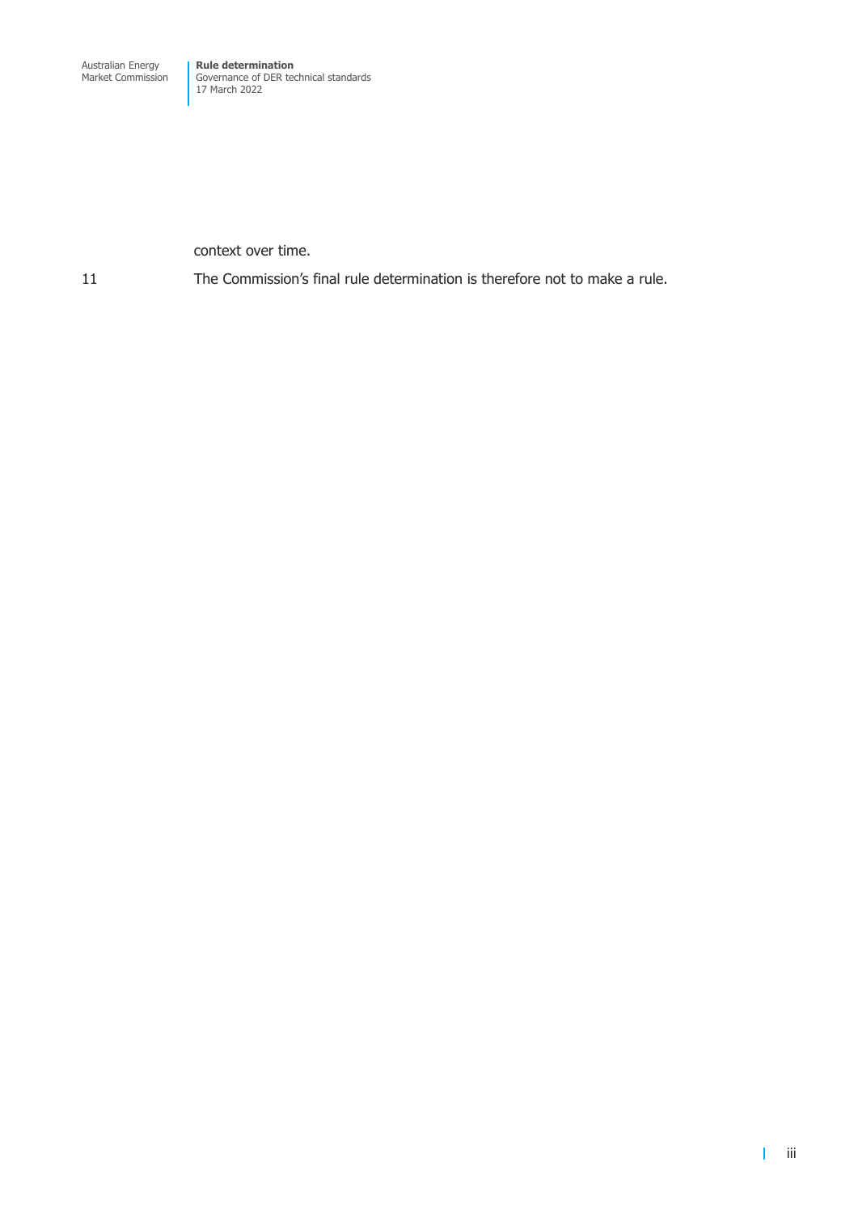context over time.

11 The Commission's final rule determination is therefore not to make a rule.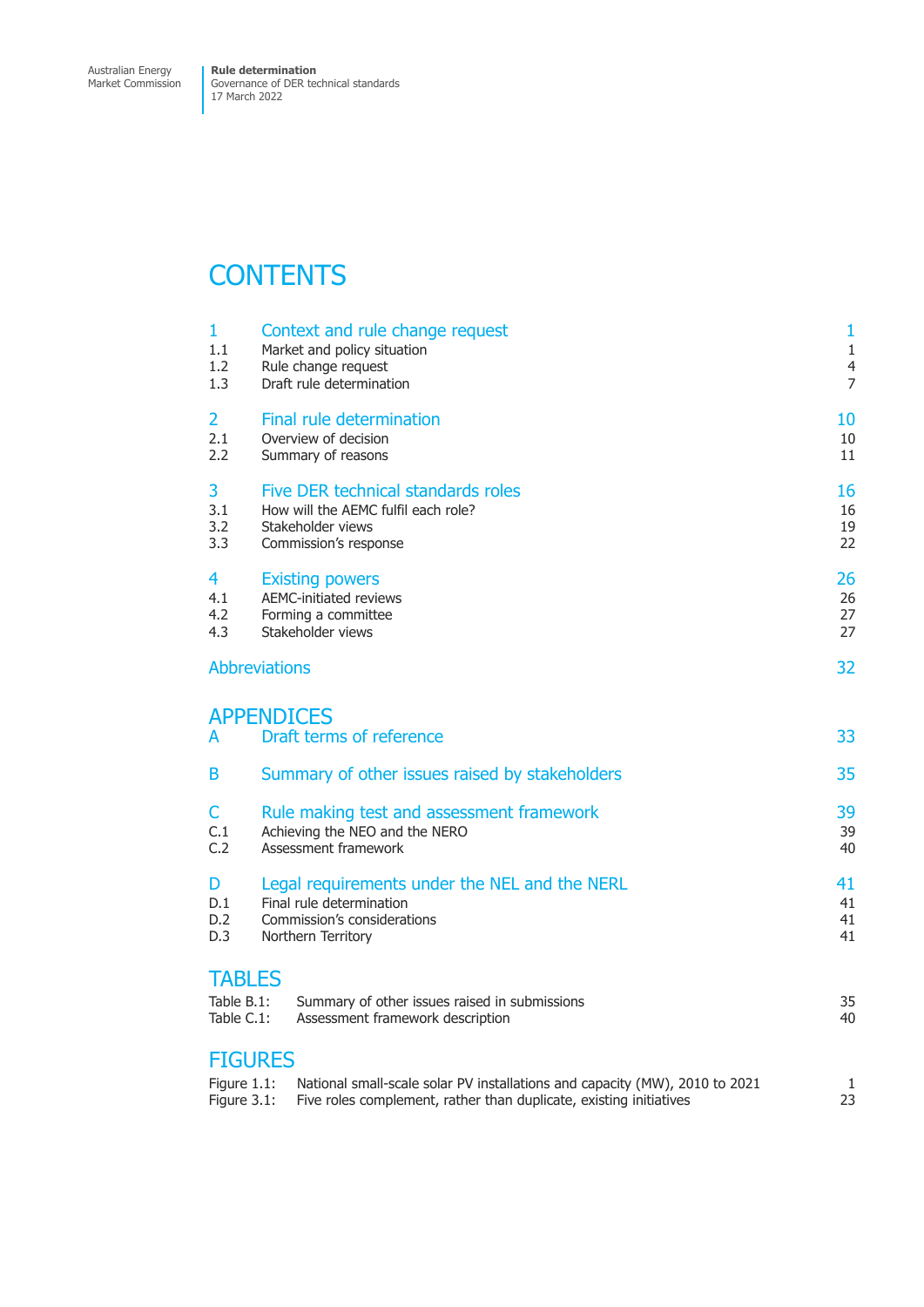# CONTENTS

| | | |
|---|---|---|
| **1** | **Context and rule change request** | **1** |
| 1.1 | Market and policy situation | 1 |
| 1.2 | Rule change request | 4 |
| 1.3 | Draft rule determination | 7 |
| **2** | **Final rule determination** | **10** |
| 2.1 | Overview of decision | 10 |
| 2.2 | Summary of reasons | 11 |
| **3** | **Five DER technical standards roles** | **16** |
| 3.1 | How will the AEMC fulfil each role? | 16 |
| 3.2 | Stakeholder views | 19 |
| 3.3 | Commission's response | 22 |
| **4** | **Existing powers** | **26** |
| 4.1 | AEMC-initiated reviews | 26 |
| 4.2 | Forming a committee | 27 |
| 4.3 | Stakeholder views | 27 |
| | **Abbreviations** | **32** |

## APPENDICES

| | | |
|---|---|---|
| **A** | **Draft terms of reference** | **33** |
| **B** | **Summary of other issues raised by stakeholders** | **35** |
| **C** | **Rule making test and assessment framework** | **39** |
| C.1 | Achieving the NEO and the NERO | 39 |
| C.2 | Assessment framework | 40 |
| **D** | **Legal requirements under the NEL and the NERL** | **41** |
| D.1 | Final rule determination | 41 |
| D.2 | Commission's considerations | 41 |
| D.3 | Northern Territory | 41 |

## TABLES

| | | |
|---|---|---|
| Table B.1: | Summary of other issues raised in submissions | 35 |
| Table C.1: | Assessment framework description | 40 |

## FIGURES

| | | |
|---|---|---|
| Figure 1.1: | National small-scale solar PV installations and capacity (MW), 2010 to 2021 | 1 |
| Figure 3.1: | Five roles complement, rather than duplicate, existing initiatives | 23 |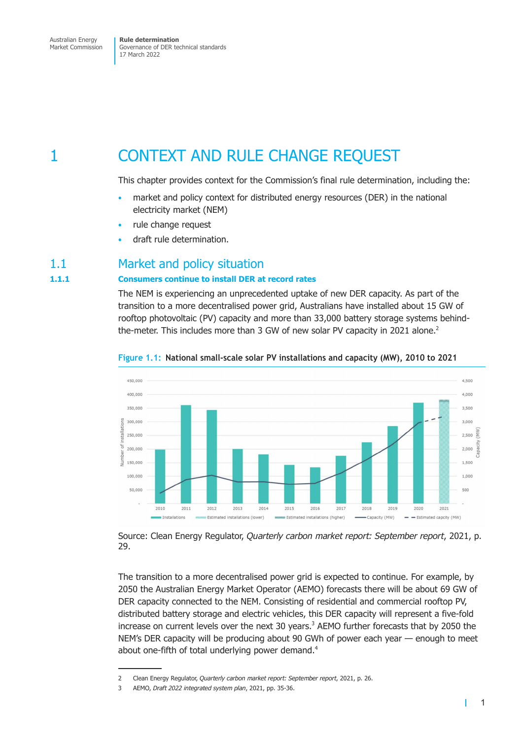# 1 CONTEXT AND RULE CHANGE REQUEST

This chapter provides context for the Commission's final rule determination, including the:

- market and policy context for distributed energy resources (DER) in the national electricity market (NEM)
- rule change request
- draft rule determination.

## 1.1 Market and policy situation

### 1.1.1 Consumers continue to install DER at record rates

The NEM is experiencing an unprecedented uptake of new DER capacity. As part of the transition to a more decentralised power grid, Australians have installed about 15 GW of rooftop photovoltaic (PV) capacity and more than 33,000 battery storage systems behind-the-meter. This includes more than 3 GW of new solar PV capacity in 2021 alone.[2]

**Figure 1.1: National small-scale solar PV installations and capacity (MW), 2010 to 2021**

Source: Clean Energy Regulator, *Quarterly carbon market report: September report*, 2021, p. 29.

The transition to a more decentralised power grid is expected to continue. For example, by 2050 the Australian Energy Market Operator (AEMO) forecasts there will be about 69 GW of DER capacity connected to the NEM. Consisting of residential and commercial rooftop PV, distributed battery storage and electric vehicles, this DER capacity will represent a five-fold increase on current levels over the next 30 years.[3] AEMO further forecasts that by 2050 the NEM's DER capacity will be producing about 90 GWh of power each year — enough to meet about one-fifth of total underlying power demand.[4]

---

2 Clean Energy Regulator, *Quarterly carbon market report: September report*, 2021, p. 26.

3 AEMO, *Draft 2022 integrated system plan*, 2021, pp. 35-36.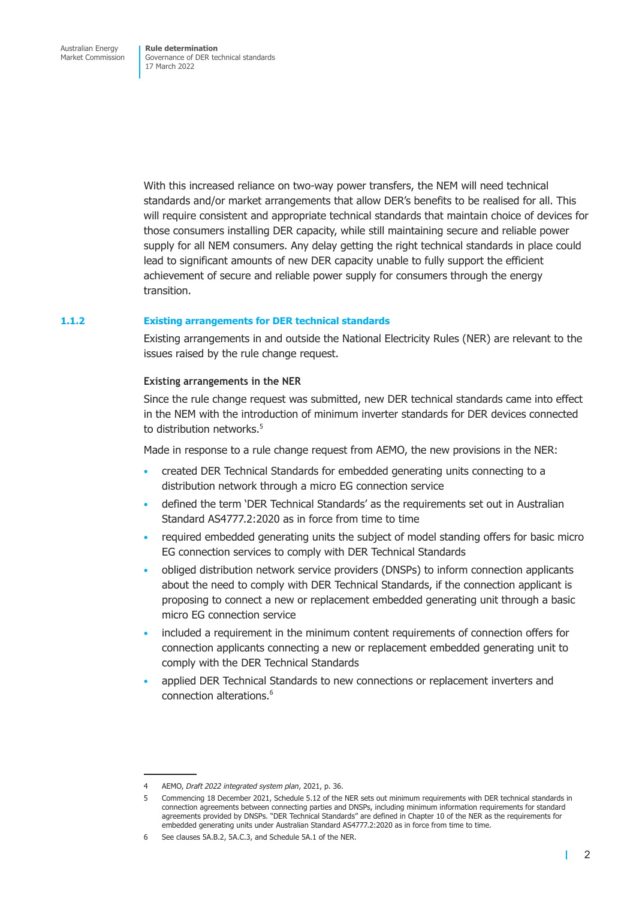With this increased reliance on two-way power transfers, the NEM will need technical standards and/or market arrangements that allow DER's benefits to be realised for all. This will require consistent and appropriate technical standards that maintain choice of devices for those consumers installing DER capacity, while still maintaining secure and reliable power supply for all NEM consumers. Any delay getting the right technical standards in place could lead to significant amounts of new DER capacity unable to fully support the efficient achievement of secure and reliable power supply for consumers through the energy transition.

### 1.1.2 Existing arrangements for DER technical standards

Existing arrangements in and outside the National Electricity Rules (NER) are relevant to the issues raised by the rule change request.

#### Existing arrangements in the NER

Since the rule change request was submitted, new DER technical standards came into effect in the NEM with the introduction of minimum inverter standards for DER devices connected to distribution networks.[5]

Made in response to a rule change request from AEMO, the new provisions in the NER:

- created DER Technical Standards for embedded generating units connecting to a distribution network through a micro EG connection service
- defined the term 'DER Technical Standards' as the requirements set out in Australian Standard AS4777.2:2020 as in force from time to time
- required embedded generating units the subject of model standing offers for basic micro EG connection services to comply with DER Technical Standards
- obliged distribution network service providers (DNSPs) to inform connection applicants about the need to comply with DER Technical Standards, if the connection applicant is proposing to connect a new or replacement embedded generating unit through a basic micro EG connection service
- included a requirement in the minimum content requirements of connection offers for connection applicants connecting a new or replacement embedded generating unit to comply with the DER Technical Standards
- applied DER Technical Standards to new connections or replacement inverters and connection alterations.[6]

---

4 AEMO, *Draft 2022 integrated system plan*, 2021, p. 36.

5 Commencing 18 December 2021, Schedule 5.12 of the NER sets out minimum requirements with DER technical standards in connection agreements between connecting parties and DNSPs, including minimum information requirements for standard agreements provided by DNSPs. "DER Technical Standards" are defined in Chapter 10 of the NER as the requirements for embedded generating units under Australian Standard AS4777.2:2020 as in force from time to time.

6 See clauses 5A.B.2, 5A.C.3, and Schedule 5A.1 of the NER.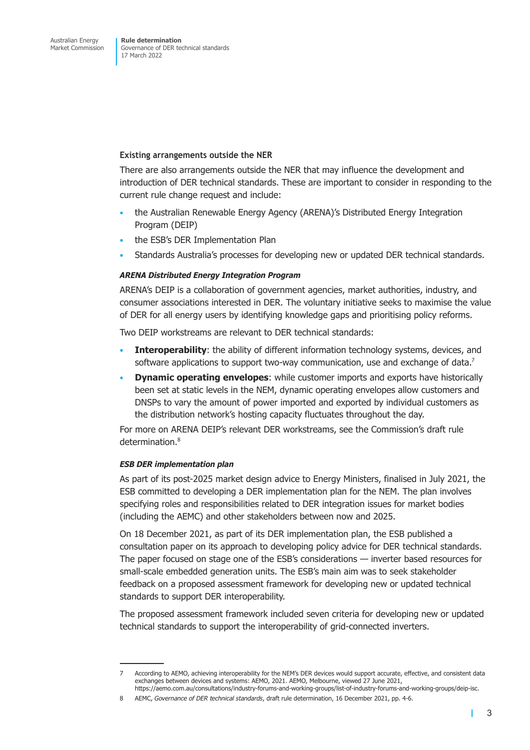### Existing arrangements outside the NER

There are also arrangements outside the NER that may influence the development and introduction of DER technical standards. These are important to consider in responding to the current rule change request and include:

- the Australian Renewable Energy Agency (ARENA)'s Distributed Energy Integration Program (DEIP)
- the ESB's DER Implementation Plan
- Standards Australia's processes for developing new or updated DER technical standards.

#### *ARENA Distributed Energy Integration Program*

ARENA's DEIP is a collaboration of government agencies, market authorities, industry, and consumer associations interested in DER. The voluntary initiative seeks to maximise the value of DER for all energy users by identifying knowledge gaps and prioritising policy reforms.

Two DEIP workstreams are relevant to DER technical standards:

- **Interoperability**: the ability of different information technology systems, devices, and software applications to support two-way communication, use and exchange of data.[7]
- **Dynamic operating envelopes**: while customer imports and exports have historically been set at static levels in the NEM, dynamic operating envelopes allow customers and DNSPs to vary the amount of power imported and exported by individual customers as the distribution network's hosting capacity fluctuates throughout the day.

For more on ARENA DEIP's relevant DER workstreams, see the Commission's draft rule determination.[8]

#### *ESB DER implementation plan*

As part of its post-2025 market design advice to Energy Ministers, finalised in July 2021, the ESB committed to developing a DER implementation plan for the NEM. The plan involves specifying roles and responsibilities related to DER integration issues for market bodies (including the AEMC) and other stakeholders between now and 2025.

On 18 December 2021, as part of its DER implementation plan, the ESB published a consultation paper on its approach to developing policy advice for DER technical standards. The paper focused on stage one of the ESB's considerations — inverter based resources for small-scale embedded generation units. The ESB's main aim was to seek stakeholder feedback on a proposed assessment framework for developing new or updated technical standards to support DER interoperability.

The proposed assessment framework included seven criteria for developing new or updated technical standards to support the interoperability of grid-connected inverters.

---

7 According to AEMO, achieving interoperability for the NEM's DER devices would support accurate, effective, and consistent data exchanges between devices and systems: AEMO, 2021. AEMO, Melbourne, viewed 27 June 2021, https://aemo.com.au/consultations/industry-forums-and-working-groups/list-of-industry-forums-and-working-groups/deip-isc.

8 AEMC, *Governance of DER technical standards*, draft rule determination, 16 December 2021, pp. 4-6.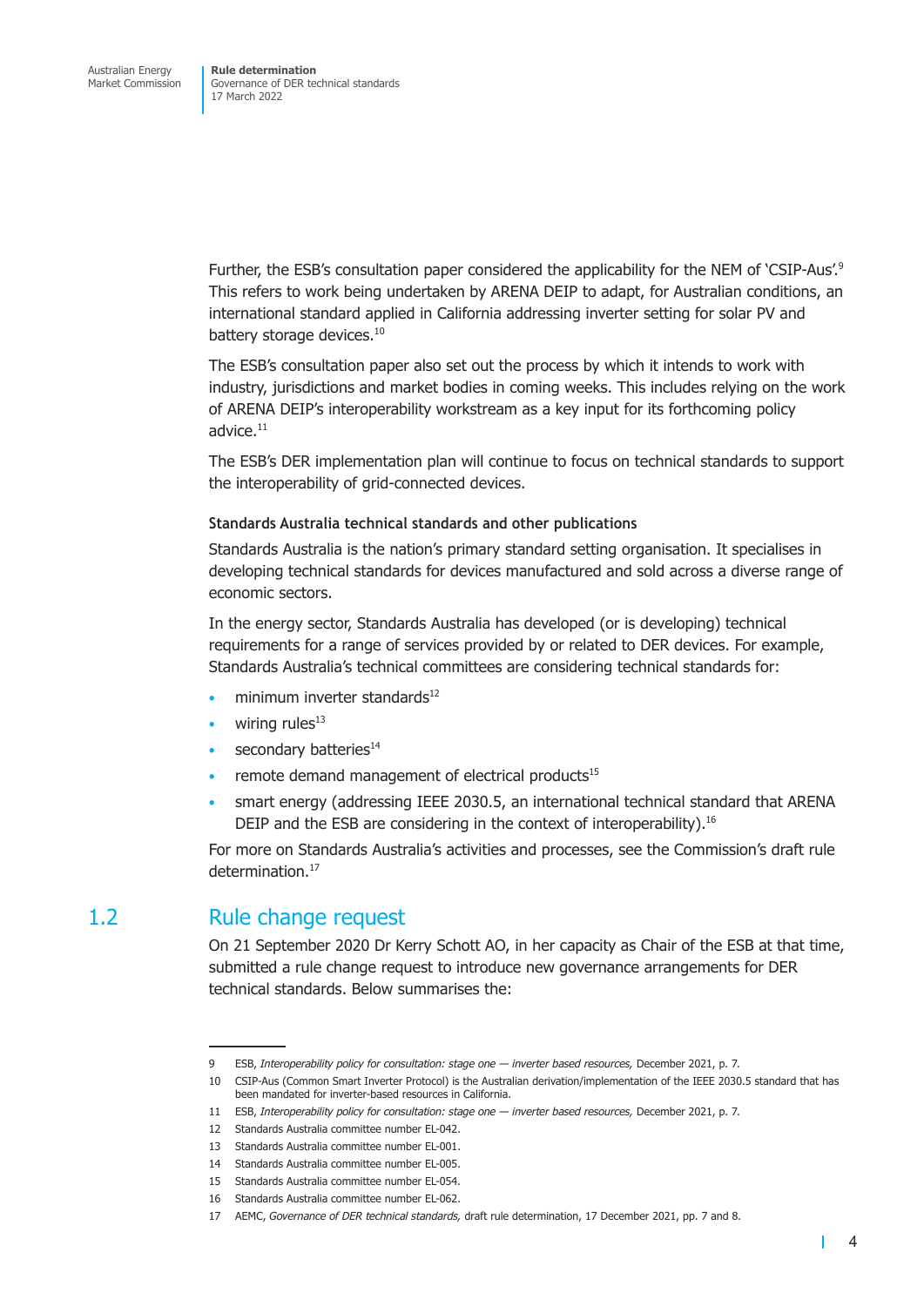Further, the ESB's consultation paper considered the applicability for the NEM of 'CSIP-Aus'.[9] This refers to work being undertaken by ARENA DEIP to adapt, for Australian conditions, an international standard applied in California addressing inverter setting for solar PV and battery storage devices.[10]

The ESB's consultation paper also set out the process by which it intends to work with industry, jurisdictions and market bodies in coming weeks. This includes relying on the work of ARENA DEIP's interoperability workstream as a key input for its forthcoming policy advice.[11]

The ESB's DER implementation plan will continue to focus on technical standards to support the interoperability of grid-connected devices.

#### Standards Australia technical standards and other publications

Standards Australia is the nation's primary standard setting organisation. It specialises in developing technical standards for devices manufactured and sold across a diverse range of economic sectors.

In the energy sector, Standards Australia has developed (or is developing) technical requirements for a range of services provided by or related to DER devices. For example, Standards Australia's technical committees are considering technical standards for:

- minimum inverter standards[12]
- wiring rules[13]
- secondary batteries[14]
- remote demand management of electrical products[15]
- smart energy (addressing IEEE 2030.5, an international technical standard that ARENA DEIP and the ESB are considering in the context of interoperability).[16]

For more on Standards Australia's activities and processes, see the Commission's draft rule determination.[17]

## 1.2 Rule change request

On 21 September 2020 Dr Kerry Schott AO, in her capacity as Chair of the ESB at that time, submitted a rule change request to introduce new governance arrangements for DER technical standards. Below summarises the:

---

9 ESB, *Interoperability policy for consultation: stage one — inverter based resources,* December 2021, p. 7.

10 CSIP-Aus (Common Smart Inverter Protocol) is the Australian derivation/implementation of the IEEE 2030.5 standard that has been mandated for inverter-based resources in California.

11 ESB, *Interoperability policy for consultation: stage one — inverter based resources,* December 2021, p. 7.

12 Standards Australia committee number EL-042.

13 Standards Australia committee number EL-001.

14 Standards Australia committee number EL-005.

15 Standards Australia committee number EL-054.

16 Standards Australia committee number EL-062.

17 AEMC, *Governance of DER technical standards,* draft rule determination, 17 December 2021, pp. 7 and 8.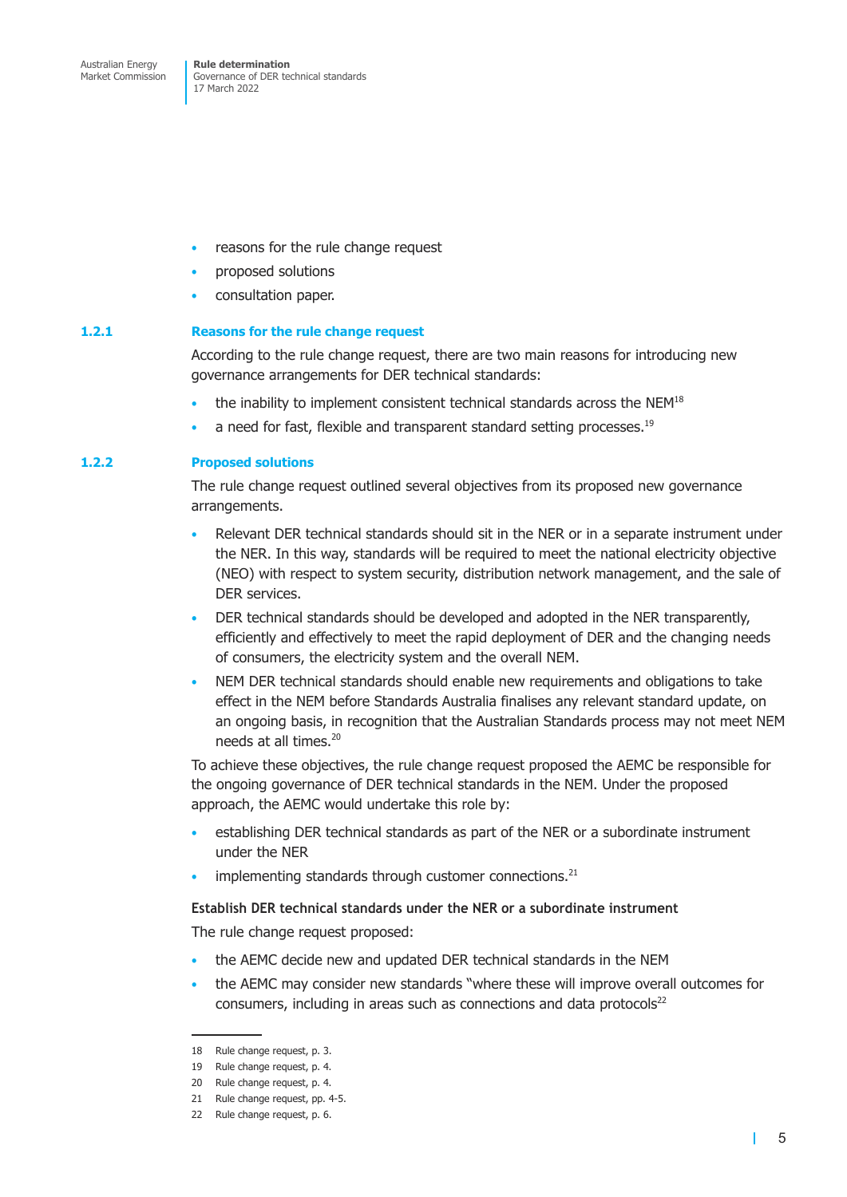- reasons for the rule change request
- proposed solutions
- consultation paper.

### 1.2.1 Reasons for the rule change request

According to the rule change request, there are two main reasons for introducing new governance arrangements for DER technical standards:

- the inability to implement consistent technical standards across the NEM[18]
- a need for fast, flexible and transparent standard setting processes.[19]

### 1.2.2 Proposed solutions

The rule change request outlined several objectives from its proposed new governance arrangements.

- Relevant DER technical standards should sit in the NER or in a separate instrument under the NER. In this way, standards will be required to meet the national electricity objective (NEO) with respect to system security, distribution network management, and the sale of DER services.
- DER technical standards should be developed and adopted in the NER transparently, efficiently and effectively to meet the rapid deployment of DER and the changing needs of consumers, the electricity system and the overall NEM.
- NEM DER technical standards should enable new requirements and obligations to take effect in the NEM before Standards Australia finalises any relevant standard update, on an ongoing basis, in recognition that the Australian Standards process may not meet NEM needs at all times.[20]

To achieve these objectives, the rule change request proposed the AEMC be responsible for the ongoing governance of DER technical standards in the NEM. Under the proposed approach, the AEMC would undertake this role by:

- establishing DER technical standards as part of the NER or a subordinate instrument under the NER
- implementing standards through customer connections.[21]

**Establish DER technical standards under the NER or a subordinate instrument**

The rule change request proposed:

- the AEMC decide new and updated DER technical standards in the NEM
- the AEMC may consider new standards "where these will improve overall outcomes for consumers, including in areas such as connections and data protocols[22]

---

18 Rule change request, p. 3.

19 Rule change request, p. 4.

20 Rule change request, p. 4.

21 Rule change request, pp. 4-5.

22 Rule change request, p. 6.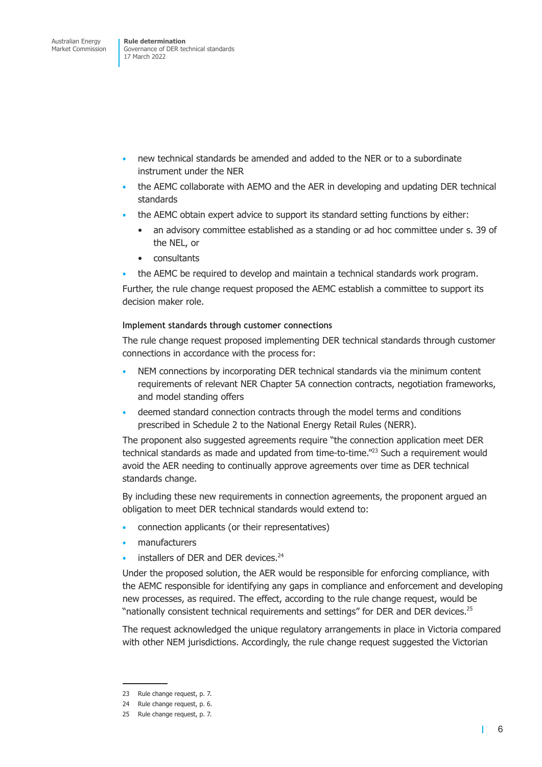- new technical standards be amended and added to the NER or to a subordinate instrument under the NER
- the AEMC collaborate with AEMO and the AER in developing and updating DER technical standards
- the AEMC obtain expert advice to support its standard setting functions by either:
  - an advisory committee established as a standing or ad hoc committee under s. 39 of the NEL, or
  - consultants
- the AEMC be required to develop and maintain a technical standards work program.

Further, the rule change request proposed the AEMC establish a committee to support its decision maker role.

#### Implement standards through customer connections

The rule change request proposed implementing DER technical standards through customer connections in accordance with the process for:

- NEM connections by incorporating DER technical standards via the minimum content requirements of relevant NER Chapter 5A connection contracts, negotiation frameworks, and model standing offers
- deemed standard connection contracts through the model terms and conditions prescribed in Schedule 2 to the National Energy Retail Rules (NERR).

The proponent also suggested agreements require "the connection application meet DER technical standards as made and updated from time-to-time."[23] Such a requirement would avoid the AER needing to continually approve agreements over time as DER technical standards change.

By including these new requirements in connection agreements, the proponent argued an obligation to meet DER technical standards would extend to:

- connection applicants (or their representatives)
- manufacturers
- installers of DER and DER devices.[24]

Under the proposed solution, the AER would be responsible for enforcing compliance, with the AEMC responsible for identifying any gaps in compliance and enforcement and developing new processes, as required. The effect, according to the rule change request, would be "nationally consistent technical requirements and settings" for DER and DER devices.[25]

The request acknowledged the unique regulatory arrangements in place in Victoria compared with other NEM jurisdictions. Accordingly, the rule change request suggested the Victorian

23 Rule change request, p. 7.

24 Rule change request, p. 6.

25 Rule change request, p. 7.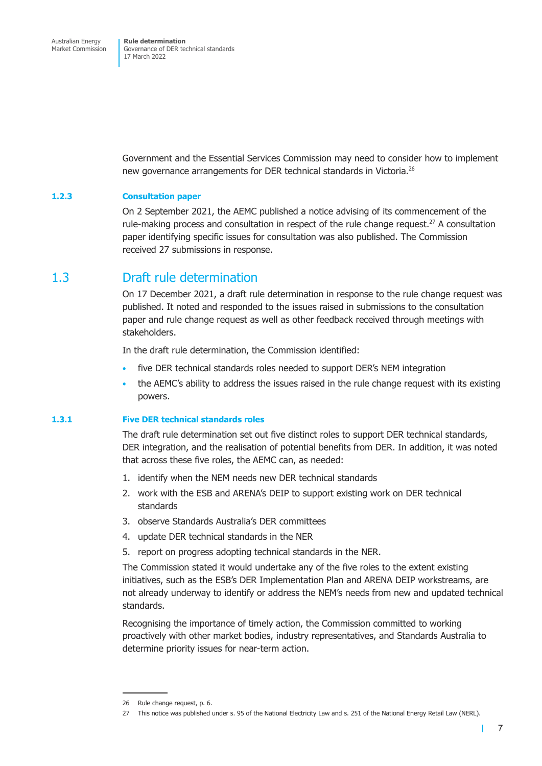Government and the Essential Services Commission may need to consider how to implement new governance arrangements for DER technical standards in Victoria.[26]

#### 1.2.3 Consultation paper

On 2 September 2021, the AEMC published a notice advising of its commencement of the rule-making process and consultation in respect of the rule change request.[27] A consultation paper identifying specific issues for consultation was also published. The Commission received 27 submissions in response.

## 1.3 Draft rule determination

On 17 December 2021, a draft rule determination in response to the rule change request was published. It noted and responded to the issues raised in submissions to the consultation paper and rule change request as well as other feedback received through meetings with stakeholders.

In the draft rule determination, the Commission identified:

- five DER technical standards roles needed to support DER's NEM integration
- the AEMC's ability to address the issues raised in the rule change request with its existing powers.

#### 1.3.1 Five DER technical standards roles

The draft rule determination set out five distinct roles to support DER technical standards, DER integration, and the realisation of potential benefits from DER. In addition, it was noted that across these five roles, the AEMC can, as needed:

1. identify when the NEM needs new DER technical standards
2. work with the ESB and ARENA's DEIP to support existing work on DER technical standards
3. observe Standards Australia's DER committees
4. update DER technical standards in the NER
5. report on progress adopting technical standards in the NER.

The Commission stated it would undertake any of the five roles to the extent existing initiatives, such as the ESB's DER Implementation Plan and ARENA DEIP workstreams, are not already underway to identify or address the NEM's needs from new and updated technical standards.

Recognising the importance of timely action, the Commission committed to working proactively with other market bodies, industry representatives, and Standards Australia to determine priority issues for near-term action.

---

26 Rule change request, p. 6.

27 This notice was published under s. 95 of the National Electricity Law and s. 251 of the National Energy Retail Law (NERL).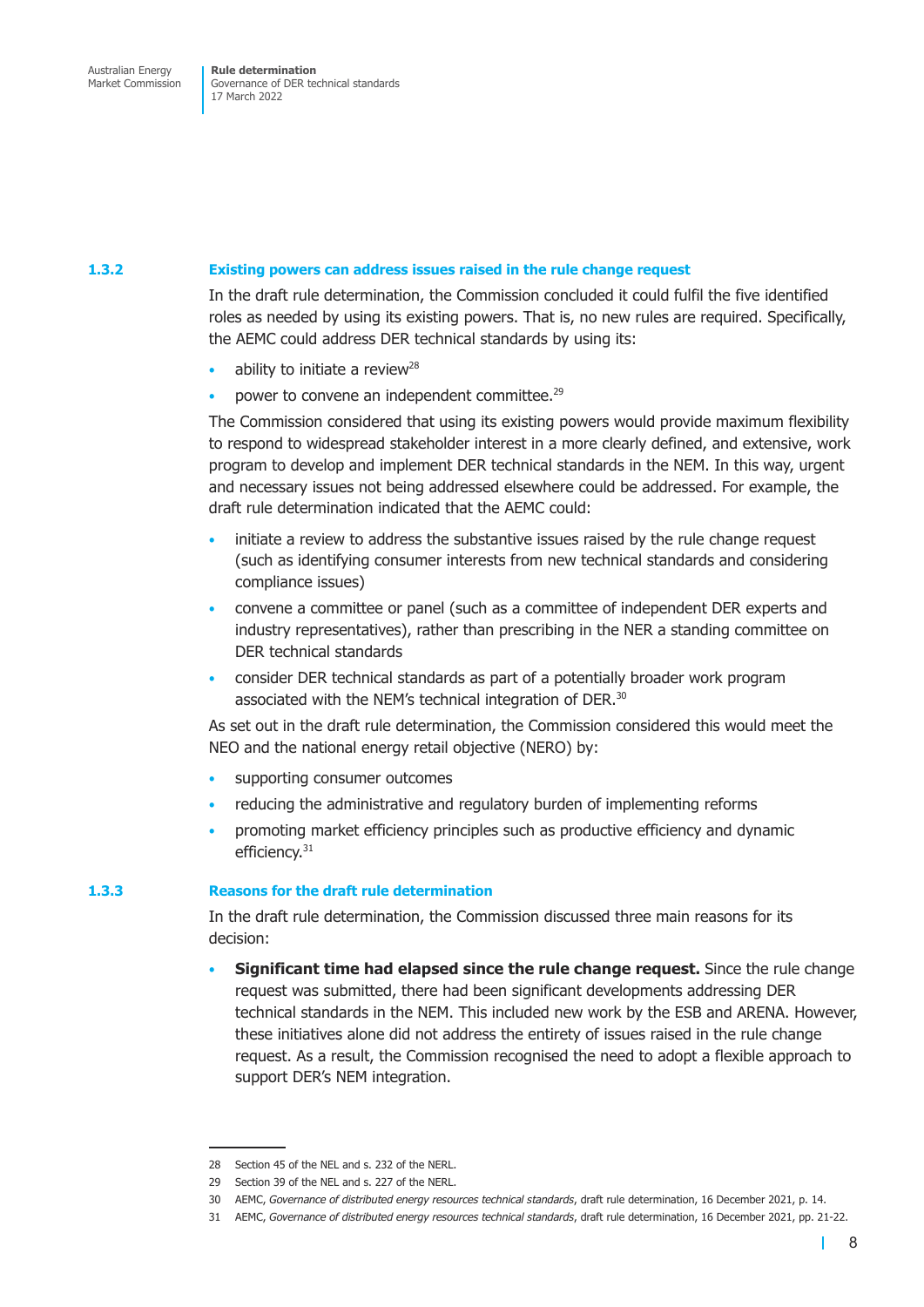### 1.3.2 Existing powers can address issues raised in the rule change request

In the draft rule determination, the Commission concluded it could fulfil the five identified roles as needed by using its existing powers. That is, no new rules are required. Specifically, the AEMC could address DER technical standards by using its:

- ability to initiate a review[28]
- power to convene an independent committee.[29]

The Commission considered that using its existing powers would provide maximum flexibility to respond to widespread stakeholder interest in a more clearly defined, and extensive, work program to develop and implement DER technical standards in the NEM. In this way, urgent and necessary issues not being addressed elsewhere could be addressed. For example, the draft rule determination indicated that the AEMC could:

- initiate a review to address the substantive issues raised by the rule change request (such as identifying consumer interests from new technical standards and considering compliance issues)
- convene a committee or panel (such as a committee of independent DER experts and industry representatives), rather than prescribing in the NER a standing committee on DER technical standards
- consider DER technical standards as part of a potentially broader work program associated with the NEM's technical integration of DER.[30]

As set out in the draft rule determination, the Commission considered this would meet the NEO and the national energy retail objective (NERO) by:

- supporting consumer outcomes
- reducing the administrative and regulatory burden of implementing reforms
- promoting market efficiency principles such as productive efficiency and dynamic efficiency.[31]

### 1.3.3 Reasons for the draft rule determination

In the draft rule determination, the Commission discussed three main reasons for its decision:

- **Significant time had elapsed since the rule change request.** Since the rule change request was submitted, there had been significant developments addressing DER technical standards in the NEM. This included new work by the ESB and ARENA. However, these initiatives alone did not address the entirety of issues raised in the rule change request. As a result, the Commission recognised the need to adopt a flexible approach to support DER's NEM integration.

---

28 Section 45 of the NEL and s. 232 of the NERL.

29 Section 39 of the NEL and s. 227 of the NERL.

30 AEMC, *Governance of distributed energy resources technical standards*, draft rule determination, 16 December 2021, p. 14.

31 AEMC, *Governance of distributed energy resources technical standards*, draft rule determination, 16 December 2021, pp. 21-22.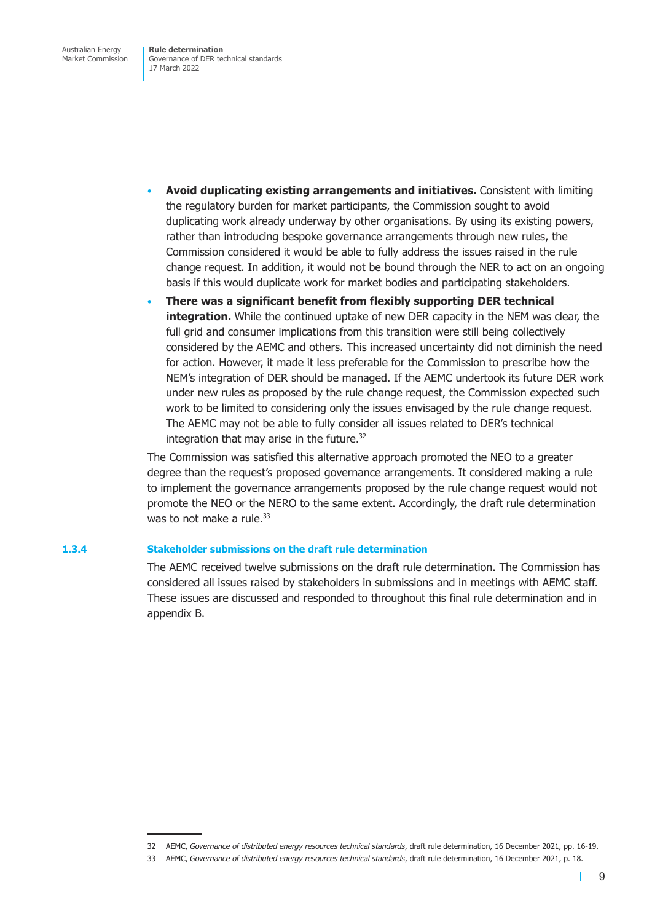- **Avoid duplicating existing arrangements and initiatives.** Consistent with limiting the regulatory burden for market participants, the Commission sought to avoid duplicating work already underway by other organisations. By using its existing powers, rather than introducing bespoke governance arrangements through new rules, the Commission considered it would be able to fully address the issues raised in the rule change request. In addition, it would not be bound through the NER to act on an ongoing basis if this would duplicate work for market bodies and participating stakeholders.
- **There was a significant benefit from flexibly supporting DER technical integration.** While the continued uptake of new DER capacity in the NEM was clear, the full grid and consumer implications from this transition were still being collectively considered by the AEMC and others. This increased uncertainty did not diminish the need for action. However, it made it less preferable for the Commission to prescribe how the NEM's integration of DER should be managed. If the AEMC undertook its future DER work under new rules as proposed by the rule change request, the Commission expected such work to be limited to considering only the issues envisaged by the rule change request. The AEMC may not be able to fully consider all issues related to DER's technical integration that may arise in the future.[32]

The Commission was satisfied this alternative approach promoted the NEO to a greater degree than the request's proposed governance arrangements. It considered making a rule to implement the governance arrangements proposed by the rule change request would not promote the NEO or the NERO to the same extent. Accordingly, the draft rule determination was to not make a rule.[33]

### 1.3.4 Stakeholder submissions on the draft rule determination

The AEMC received twelve submissions on the draft rule determination. The Commission has considered all issues raised by stakeholders in submissions and in meetings with AEMC staff. These issues are discussed and responded to throughout this final rule determination and in appendix B.

---

32 AEMC, *Governance of distributed energy resources technical standards*, draft rule determination, 16 December 2021, pp. 16-19.

33 AEMC, *Governance of distributed energy resources technical standards*, draft rule determination, 16 December 2021, p. 18.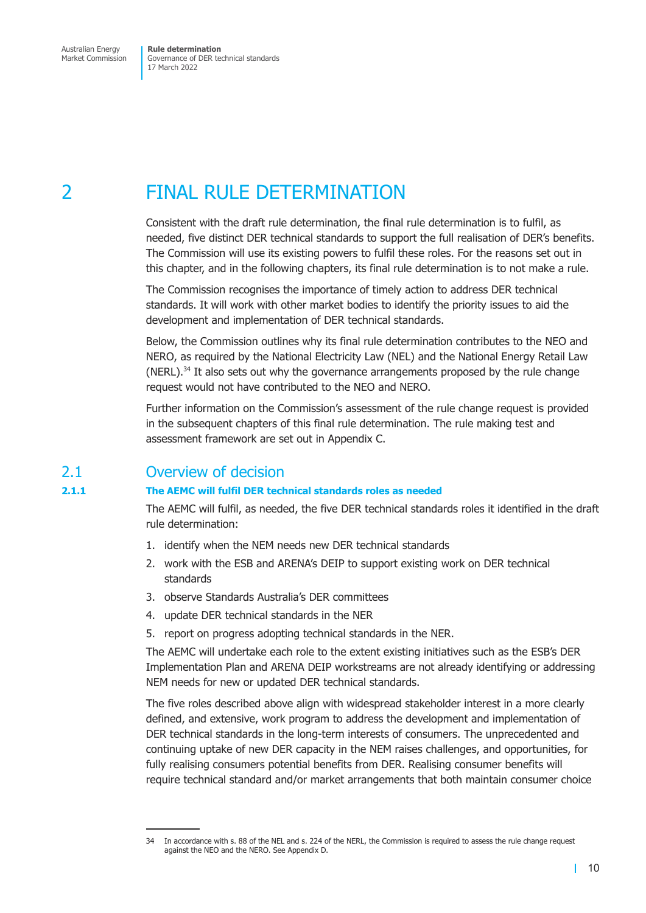# 2 FINAL RULE DETERMINATION

Consistent with the draft rule determination, the final rule determination is to fulfil, as needed, five distinct DER technical standards to support the full realisation of DER's benefits. The Commission will use its existing powers to fulfil these roles. For the reasons set out in this chapter, and in the following chapters, its final rule determination is to not make a rule.

The Commission recognises the importance of timely action to address DER technical standards. It will work with other market bodies to identify the priority issues to aid the development and implementation of DER technical standards.

Below, the Commission outlines why its final rule determination contributes to the NEO and NERO, as required by the National Electricity Law (NEL) and the National Energy Retail Law (NERL).[34] It also sets out why the governance arrangements proposed by the rule change request would not have contributed to the NEO and NERO.

Further information on the Commission's assessment of the rule change request is provided in the subsequent chapters of this final rule determination. The rule making test and assessment framework are set out in Appendix C.

## 2.1 Overview of decision

### 2.1.1 The AEMC will fulfil DER technical standards roles as needed

The AEMC will fulfil, as needed, the five DER technical standards roles it identified in the draft rule determination:

1. identify when the NEM needs new DER technical standards
2. work with the ESB and ARENA's DEIP to support existing work on DER technical standards
3. observe Standards Australia's DER committees
4. update DER technical standards in the NER
5. report on progress adopting technical standards in the NER.

The AEMC will undertake each role to the extent existing initiatives such as the ESB's DER Implementation Plan and ARENA DEIP workstreams are not already identifying or addressing NEM needs for new or updated DER technical standards.

The five roles described above align with widespread stakeholder interest in a more clearly defined, and extensive, work program to address the development and implementation of DER technical standards in the long-term interests of consumers. The unprecedented and continuing uptake of new DER capacity in the NEM raises challenges, and opportunities, for fully realising consumers potential benefits from DER. Realising consumer benefits will require technical standard and/or market arrangements that both maintain consumer choice

---

34 In accordance with s. 88 of the NEL and s. 224 of the NERL, the Commission is required to assess the rule change request against the NEO and the NERO. See Appendix D.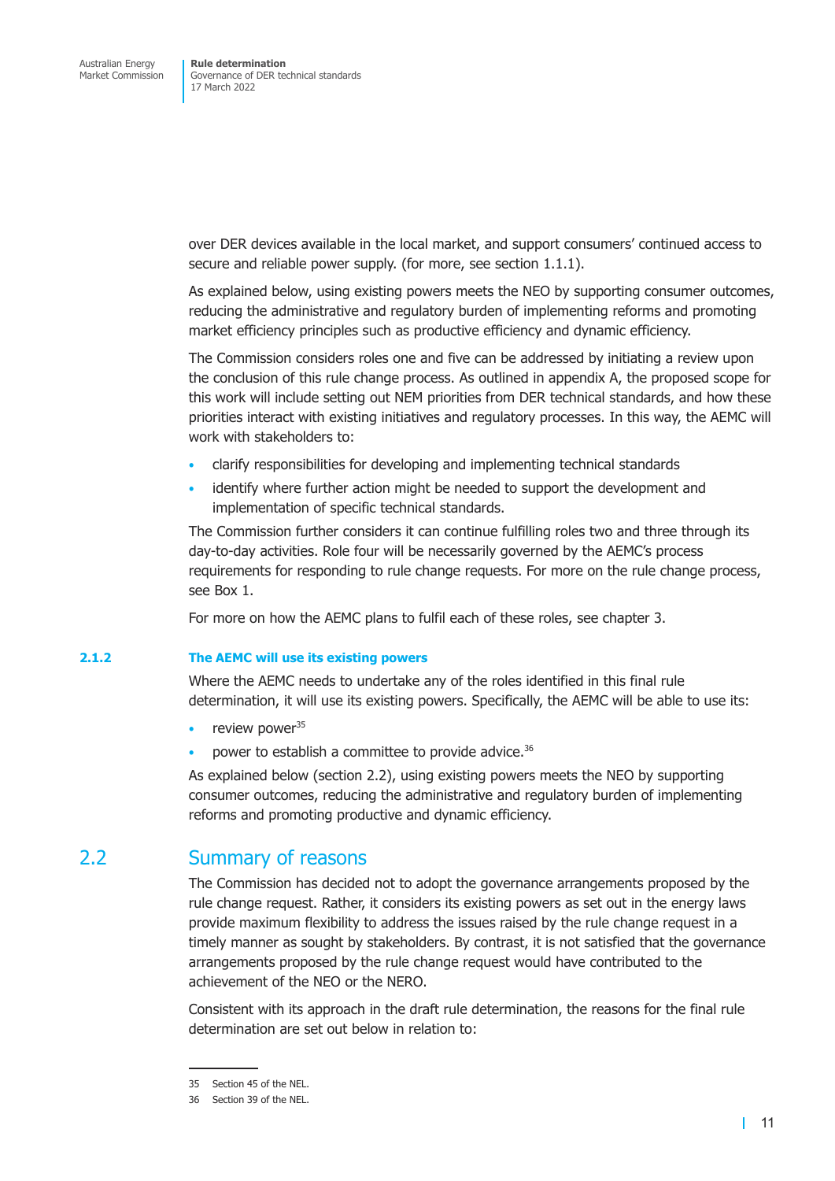over DER devices available in the local market, and support consumers' continued access to secure and reliable power supply. (for more, see section 1.1.1).

As explained below, using existing powers meets the NEO by supporting consumer outcomes, reducing the administrative and regulatory burden of implementing reforms and promoting market efficiency principles such as productive efficiency and dynamic efficiency.

The Commission considers roles one and five can be addressed by initiating a review upon the conclusion of this rule change process. As outlined in appendix A, the proposed scope for this work will include setting out NEM priorities from DER technical standards, and how these priorities interact with existing initiatives and regulatory processes. In this way, the AEMC will work with stakeholders to:

- clarify responsibilities for developing and implementing technical standards
- identify where further action might be needed to support the development and implementation of specific technical standards.

The Commission further considers it can continue fulfilling roles two and three through its day-to-day activities. Role four will be necessarily governed by the AEMC's process requirements for responding to rule change requests. For more on the rule change process, see Box 1.

For more on how the AEMC plans to fulfil each of these roles, see chapter 3.

### 2.1.2 The AEMC will use its existing powers

Where the AEMC needs to undertake any of the roles identified in this final rule determination, it will use its existing powers. Specifically, the AEMC will be able to use its:

- review power[35]
- power to establish a committee to provide advice.[36]

As explained below (section 2.2), using existing powers meets the NEO by supporting consumer outcomes, reducing the administrative and regulatory burden of implementing reforms and promoting productive and dynamic efficiency.

## 2.2 Summary of reasons

The Commission has decided not to adopt the governance arrangements proposed by the rule change request. Rather, it considers its existing powers as set out in the energy laws provide maximum flexibility to address the issues raised by the rule change request in a timely manner as sought by stakeholders. By contrast, it is not satisfied that the governance arrangements proposed by the rule change request would have contributed to the achievement of the NEO or the NERO.

Consistent with its approach in the draft rule determination, the reasons for the final rule determination are set out below in relation to:

---

35 Section 45 of the NEL.

36 Section 39 of the NEL.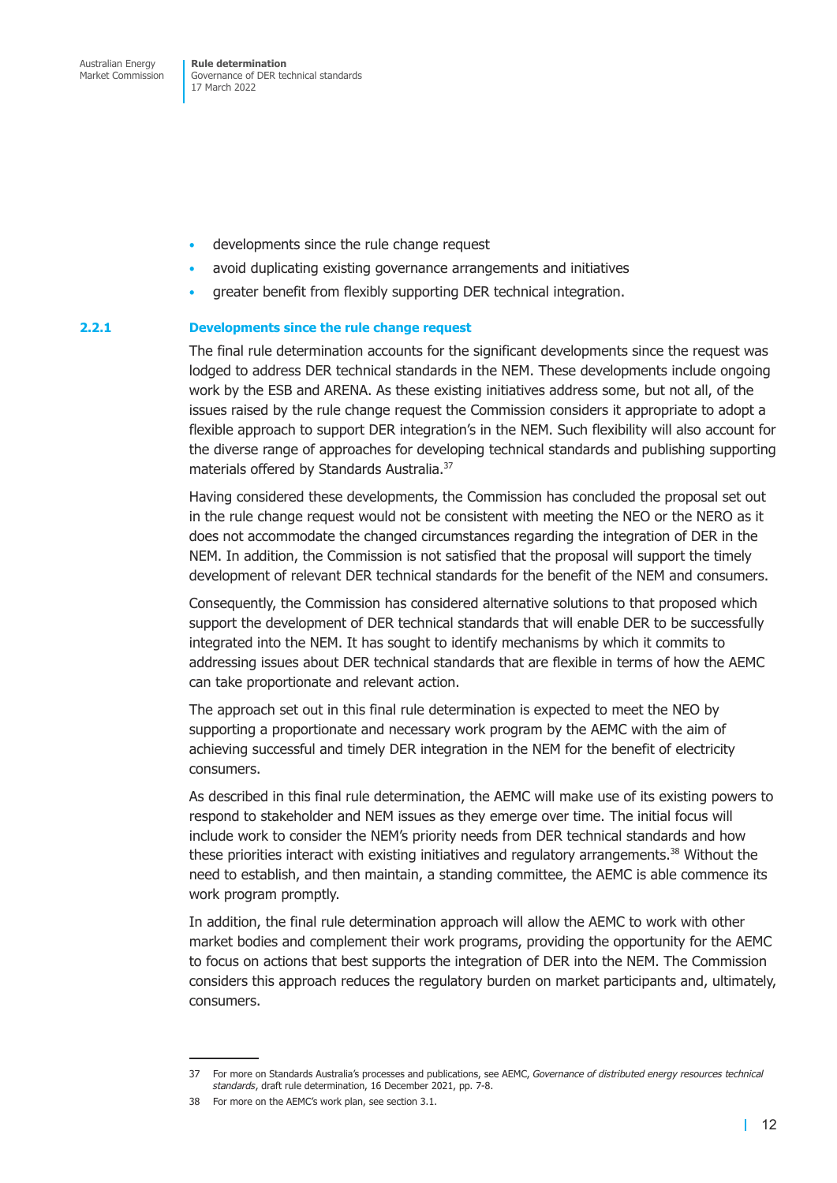- developments since the rule change request
- avoid duplicating existing governance arrangements and initiatives
- greater benefit from flexibly supporting DER technical integration.

### 2.2.1 Developments since the rule change request

The final rule determination accounts for the significant developments since the request was lodged to address DER technical standards in the NEM. These developments include ongoing work by the ESB and ARENA. As these existing initiatives address some, but not all, of the issues raised by the rule change request the Commission considers it appropriate to adopt a flexible approach to support DER integration's in the NEM. Such flexibility will also account for the diverse range of approaches for developing technical standards and publishing supporting materials offered by Standards Australia.[37]

Having considered these developments, the Commission has concluded the proposal set out in the rule change request would not be consistent with meeting the NEO or the NERO as it does not accommodate the changed circumstances regarding the integration of DER in the NEM. In addition, the Commission is not satisfied that the proposal will support the timely development of relevant DER technical standards for the benefit of the NEM and consumers.

Consequently, the Commission has considered alternative solutions to that proposed which support the development of DER technical standards that will enable DER to be successfully integrated into the NEM. It has sought to identify mechanisms by which it commits to addressing issues about DER technical standards that are flexible in terms of how the AEMC can take proportionate and relevant action.

The approach set out in this final rule determination is expected to meet the NEO by supporting a proportionate and necessary work program by the AEMC with the aim of achieving successful and timely DER integration in the NEM for the benefit of electricity consumers.

As described in this final rule determination, the AEMC will make use of its existing powers to respond to stakeholder and NEM issues as they emerge over time. The initial focus will include work to consider the NEM's priority needs from DER technical standards and how these priorities interact with existing initiatives and regulatory arrangements.[38] Without the need to establish, and then maintain, a standing committee, the AEMC is able commence its work program promptly.

In addition, the final rule determination approach will allow the AEMC to work with other market bodies and complement their work programs, providing the opportunity for the AEMC to focus on actions that best supports the integration of DER into the NEM. The Commission considers this approach reduces the regulatory burden on market participants and, ultimately, consumers.

---

37 For more on Standards Australia's processes and publications, see AEMC, *Governance of distributed energy resources technical standards*, draft rule determination, 16 December 2021, pp. 7-8.

38 For more on the AEMC's work plan, see section 3.1.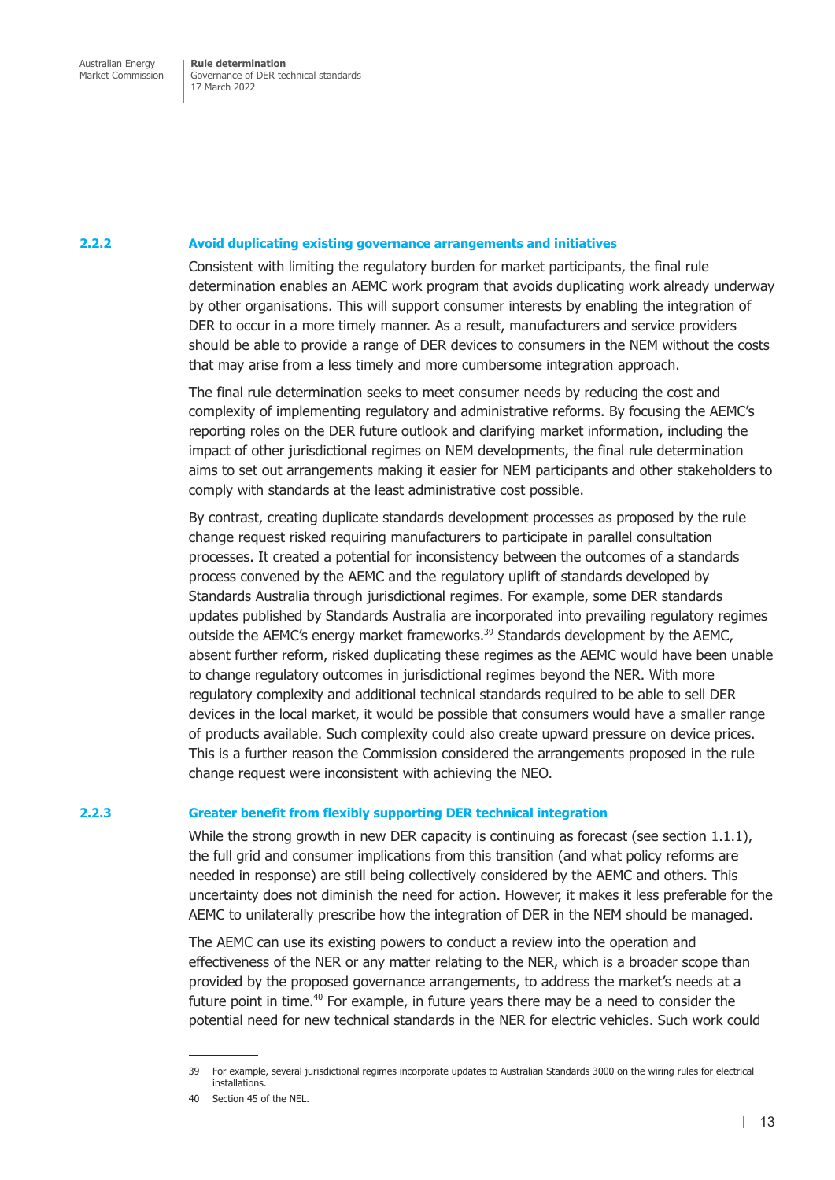### 2.2.2 Avoid duplicating existing governance arrangements and initiatives

Consistent with limiting the regulatory burden for market participants, the final rule determination enables an AEMC work program that avoids duplicating work already underway by other organisations. This will support consumer interests by enabling the integration of DER to occur in a more timely manner. As a result, manufacturers and service providers should be able to provide a range of DER devices to consumers in the NEM without the costs that may arise from a less timely and more cumbersome integration approach.

The final rule determination seeks to meet consumer needs by reducing the cost and complexity of implementing regulatory and administrative reforms. By focusing the AEMC's reporting roles on the DER future outlook and clarifying market information, including the impact of other jurisdictional regimes on NEM developments, the final rule determination aims to set out arrangements making it easier for NEM participants and other stakeholders to comply with standards at the least administrative cost possible.

By contrast, creating duplicate standards development processes as proposed by the rule change request risked requiring manufacturers to participate in parallel consultation processes. It created a potential for inconsistency between the outcomes of a standards process convened by the AEMC and the regulatory uplift of standards developed by Standards Australia through jurisdictional regimes. For example, some DER standards updates published by Standards Australia are incorporated into prevailing regulatory regimes outside the AEMC's energy market frameworks.[39] Standards development by the AEMC, absent further reform, risked duplicating these regimes as the AEMC would have been unable to change regulatory outcomes in jurisdictional regimes beyond the NER. With more regulatory complexity and additional technical standards required to be able to sell DER devices in the local market, it would be possible that consumers would have a smaller range of products available. Such complexity could also create upward pressure on device prices. This is a further reason the Commission considered the arrangements proposed in the rule change request were inconsistent with achieving the NEO.

### 2.2.3 Greater benefit from flexibly supporting DER technical integration

While the strong growth in new DER capacity is continuing as forecast (see section 1.1.1), the full grid and consumer implications from this transition (and what policy reforms are needed in response) are still being collectively considered by the AEMC and others. This uncertainty does not diminish the need for action. However, it makes it less preferable for the AEMC to unilaterally prescribe how the integration of DER in the NEM should be managed.

The AEMC can use its existing powers to conduct a review into the operation and effectiveness of the NER or any matter relating to the NER, which is a broader scope than provided by the proposed governance arrangements, to address the market's needs at a future point in time.[40] For example, in future years there may be a need to consider the potential need for new technical standards in the NER for electric vehicles. Such work could

---

39 For example, several jurisdictional regimes incorporate updates to Australian Standards 3000 on the wiring rules for electrical installations.

40 Section 45 of the NEL.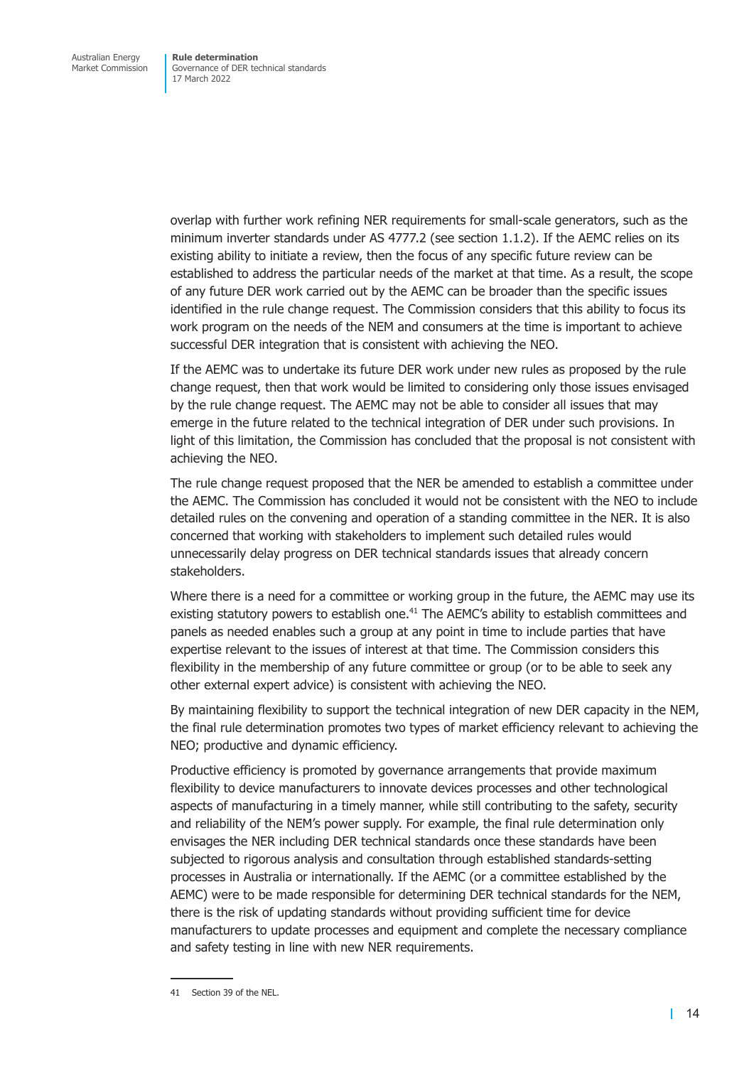overlap with further work refining NER requirements for small-scale generators, such as the minimum inverter standards under AS 4777.2 (see section 1.1.2). If the AEMC relies on its existing ability to initiate a review, then the focus of any specific future review can be established to address the particular needs of the market at that time. As a result, the scope of any future DER work carried out by the AEMC can be broader than the specific issues identified in the rule change request. The Commission considers that this ability to focus its work program on the needs of the NEM and consumers at the time is important to achieve successful DER integration that is consistent with achieving the NEO.

If the AEMC was to undertake its future DER work under new rules as proposed by the rule change request, then that work would be limited to considering only those issues envisaged by the rule change request. The AEMC may not be able to consider all issues that may emerge in the future related to the technical integration of DER under such provisions. In light of this limitation, the Commission has concluded that the proposal is not consistent with achieving the NEO.

The rule change request proposed that the NER be amended to establish a committee under the AEMC. The Commission has concluded it would not be consistent with the NEO to include detailed rules on the convening and operation of a standing committee in the NER. It is also concerned that working with stakeholders to implement such detailed rules would unnecessarily delay progress on DER technical standards issues that already concern stakeholders.

Where there is a need for a committee or working group in the future, the AEMC may use its existing statutory powers to establish one.[41] The AEMC's ability to establish committees and panels as needed enables such a group at any point in time to include parties that have expertise relevant to the issues of interest at that time. The Commission considers this flexibility in the membership of any future committee or group (or to be able to seek any other external expert advice) is consistent with achieving the NEO.

By maintaining flexibility to support the technical integration of new DER capacity in the NEM, the final rule determination promotes two types of market efficiency relevant to achieving the NEO; productive and dynamic efficiency.

Productive efficiency is promoted by governance arrangements that provide maximum flexibility to device manufacturers to innovate devices processes and other technological aspects of manufacturing in a timely manner, while still contributing to the safety, security and reliability of the NEM's power supply. For example, the final rule determination only envisages the NER including DER technical standards once these standards have been subjected to rigorous analysis and consultation through established standards-setting processes in Australia or internationally. If the AEMC (or a committee established by the AEMC) were to be made responsible for determining DER technical standards for the NEM, there is the risk of updating standards without providing sufficient time for device manufacturers to update processes and equipment and complete the necessary compliance and safety testing in line with new NER requirements.

41 Section 39 of the NEL.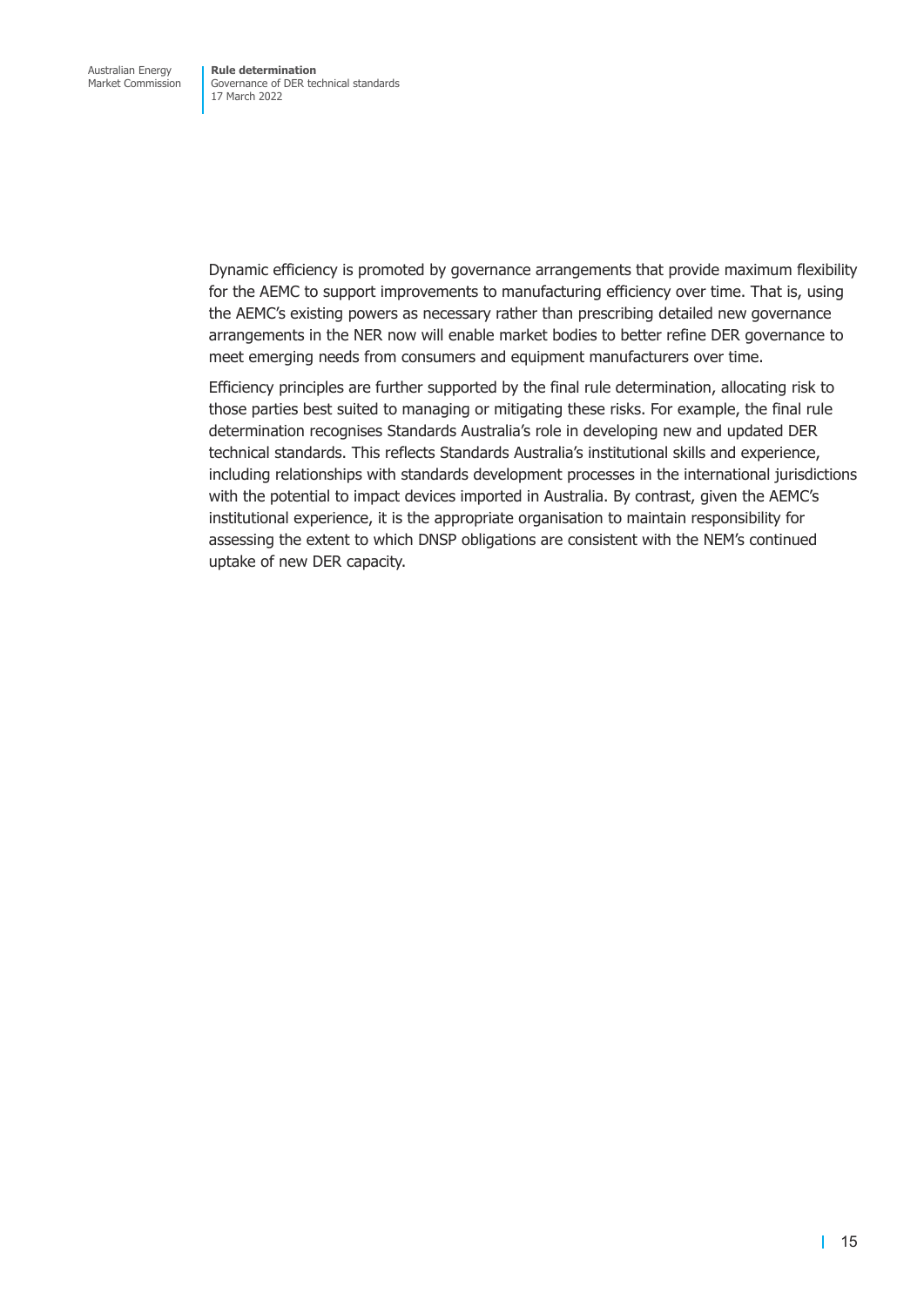Dynamic efficiency is promoted by governance arrangements that provide maximum flexibility for the AEMC to support improvements to manufacturing efficiency over time. That is, using the AEMC's existing powers as necessary rather than prescribing detailed new governance arrangements in the NER now will enable market bodies to better refine DER governance to meet emerging needs from consumers and equipment manufacturers over time.

Efficiency principles are further supported by the final rule determination, allocating risk to those parties best suited to managing or mitigating these risks. For example, the final rule determination recognises Standards Australia's role in developing new and updated DER technical standards. This reflects Standards Australia's institutional skills and experience, including relationships with standards development processes in the international jurisdictions with the potential to impact devices imported in Australia. By contrast, given the AEMC's institutional experience, it is the appropriate organisation to maintain responsibility for assessing the extent to which DNSP obligations are consistent with the NEM's continued uptake of new DER capacity.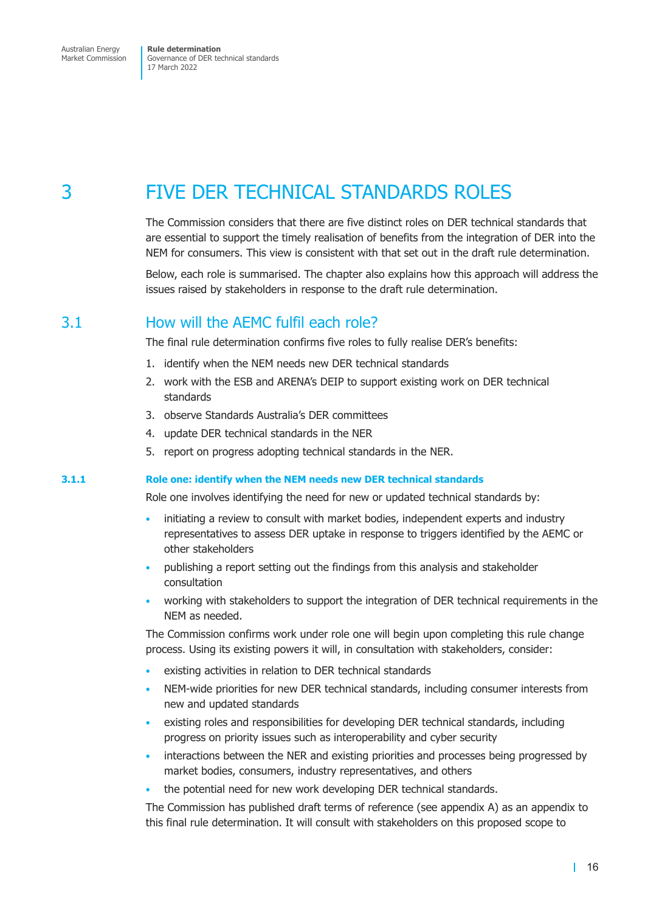# 3 FIVE DER TECHNICAL STANDARDS ROLES

The Commission considers that there are five distinct roles on DER technical standards that are essential to support the timely realisation of benefits from the integration of DER into the NEM for consumers. This view is consistent with that set out in the draft rule determination.

Below, each role is summarised. The chapter also explains how this approach will address the issues raised by stakeholders in response to the draft rule determination.

## 3.1 How will the AEMC fulfil each role?

The final rule determination confirms five roles to fully realise DER's benefits:

1. identify when the NEM needs new DER technical standards
2. work with the ESB and ARENA's DEIP to support existing work on DER technical standards
3. observe Standards Australia's DER committees
4. update DER technical standards in the NER
5. report on progress adopting technical standards in the NER.

### 3.1.1 Role one: identify when the NEM needs new DER technical standards

Role one involves identifying the need for new or updated technical standards by:

- initiating a review to consult with market bodies, independent experts and industry representatives to assess DER uptake in response to triggers identified by the AEMC or other stakeholders
- publishing a report setting out the findings from this analysis and stakeholder consultation
- working with stakeholders to support the integration of DER technical requirements in the NEM as needed.

The Commission confirms work under role one will begin upon completing this rule change process. Using its existing powers it will, in consultation with stakeholders, consider:

- existing activities in relation to DER technical standards
- NEM-wide priorities for new DER technical standards, including consumer interests from new and updated standards
- existing roles and responsibilities for developing DER technical standards, including progress on priority issues such as interoperability and cyber security
- interactions between the NER and existing priorities and processes being progressed by market bodies, consumers, industry representatives, and others
- the potential need for new work developing DER technical standards.

The Commission has published draft terms of reference (see appendix A) as an appendix to this final rule determination. It will consult with stakeholders on this proposed scope to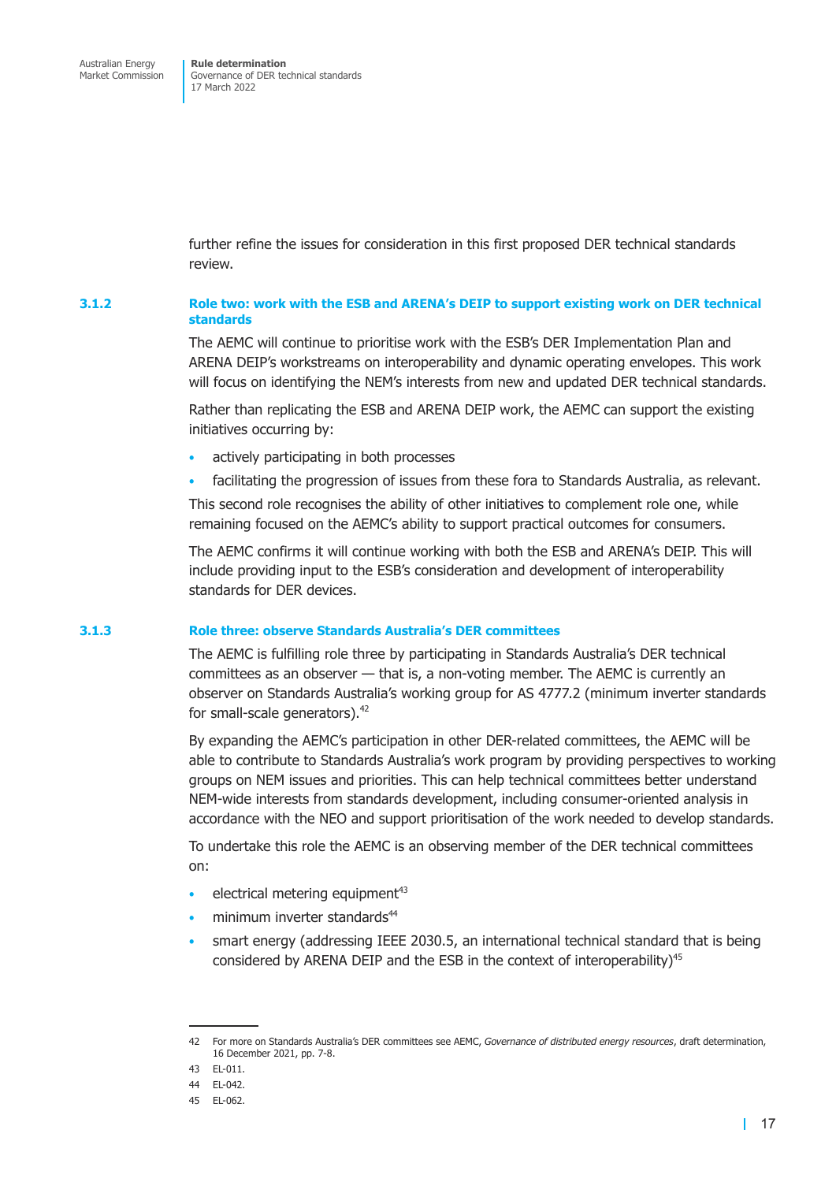further refine the issues for consideration in this first proposed DER technical standards review.

### 3.1.2 Role two: work with the ESB and ARENA's DEIP to support existing work on DER technical standards

The AEMC will continue to prioritise work with the ESB's DER Implementation Plan and ARENA DEIP's workstreams on interoperability and dynamic operating envelopes. This work will focus on identifying the NEM's interests from new and updated DER technical standards.

Rather than replicating the ESB and ARENA DEIP work, the AEMC can support the existing initiatives occurring by:

- actively participating in both processes
- facilitating the progression of issues from these fora to Standards Australia, as relevant.

This second role recognises the ability of other initiatives to complement role one, while remaining focused on the AEMC's ability to support practical outcomes for consumers.

The AEMC confirms it will continue working with both the ESB and ARENA's DEIP. This will include providing input to the ESB's consideration and development of interoperability standards for DER devices.

### 3.1.3 Role three: observe Standards Australia's DER committees

The AEMC is fulfilling role three by participating in Standards Australia's DER technical committees as an observer — that is, a non-voting member. The AEMC is currently an observer on Standards Australia's working group for AS 4777.2 (minimum inverter standards for small-scale generators).[42]

By expanding the AEMC's participation in other DER-related committees, the AEMC will be able to contribute to Standards Australia's work program by providing perspectives to working groups on NEM issues and priorities. This can help technical committees better understand NEM-wide interests from standards development, including consumer-oriented analysis in accordance with the NEO and support prioritisation of the work needed to develop standards.

To undertake this role the AEMC is an observing member of the DER technical committees on:

- electrical metering equipment[43]
- minimum inverter standards[44]
- smart energy (addressing IEEE 2030.5, an international technical standard that is being considered by ARENA DEIP and the ESB in the context of interoperability)[45]

---

42 For more on Standards Australia's DER committees see AEMC, *Governance of distributed energy resources*, draft determination, 16 December 2021, pp. 7-8.

43 EL-011.

44 EL-042.

45 EL-062.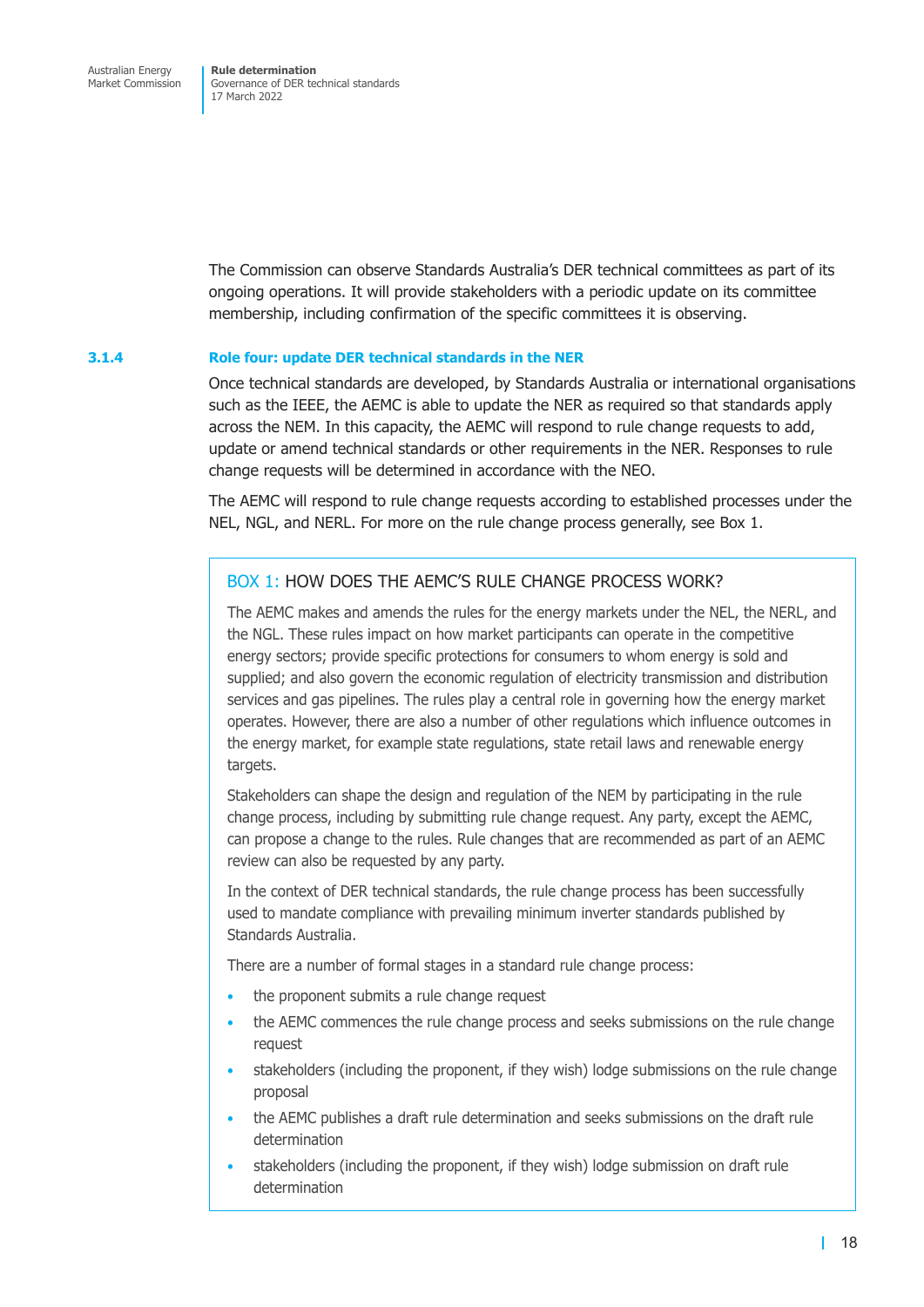The Commission can observe Standards Australia's DER technical committees as part of its ongoing operations. It will provide stakeholders with a periodic update on its committee membership, including confirmation of the specific committees it is observing.

### 3.1.4 Role four: update DER technical standards in the NER

Once technical standards are developed, by Standards Australia or international organisations such as the IEEE, the AEMC is able to update the NER as required so that standards apply across the NEM. In this capacity, the AEMC will respond to rule change requests to add, update or amend technical standards or other requirements in the NER. Responses to rule change requests will be determined in accordance with the NEO.

The AEMC will respond to rule change requests according to established processes under the NEL, NGL, and NERL. For more on the rule change process generally, see Box 1.

> **BOX 1: HOW DOES THE AEMC'S RULE CHANGE PROCESS WORK?**
>
> The AEMC makes and amends the rules for the energy markets under the NEL, the NERL, and the NGL. These rules impact on how market participants can operate in the competitive energy sectors; provide specific protections for consumers to whom energy is sold and supplied; and also govern the economic regulation of electricity transmission and distribution services and gas pipelines. The rules play a central role in governing how the energy market operates. However, there are also a number of other regulations which influence outcomes in the energy market, for example state regulations, state retail laws and renewable energy targets.
>
> Stakeholders can shape the design and regulation of the NEM by participating in the rule change process, including by submitting rule change request. Any party, except the AEMC, can propose a change to the rules. Rule changes that are recommended as part of an AEMC review can also be requested by any party.
>
> In the context of DER technical standards, the rule change process has been successfully used to mandate compliance with prevailing minimum inverter standards published by Standards Australia.
>
> There are a number of formal stages in a standard rule change process:
>
> - the proponent submits a rule change request
> - the AEMC commences the rule change process and seeks submissions on the rule change request
> - stakeholders (including the proponent, if they wish) lodge submissions on the rule change proposal
> - the AEMC publishes a draft rule determination and seeks submissions on the draft rule determination
> - stakeholders (including the proponent, if they wish) lodge submission on draft rule determination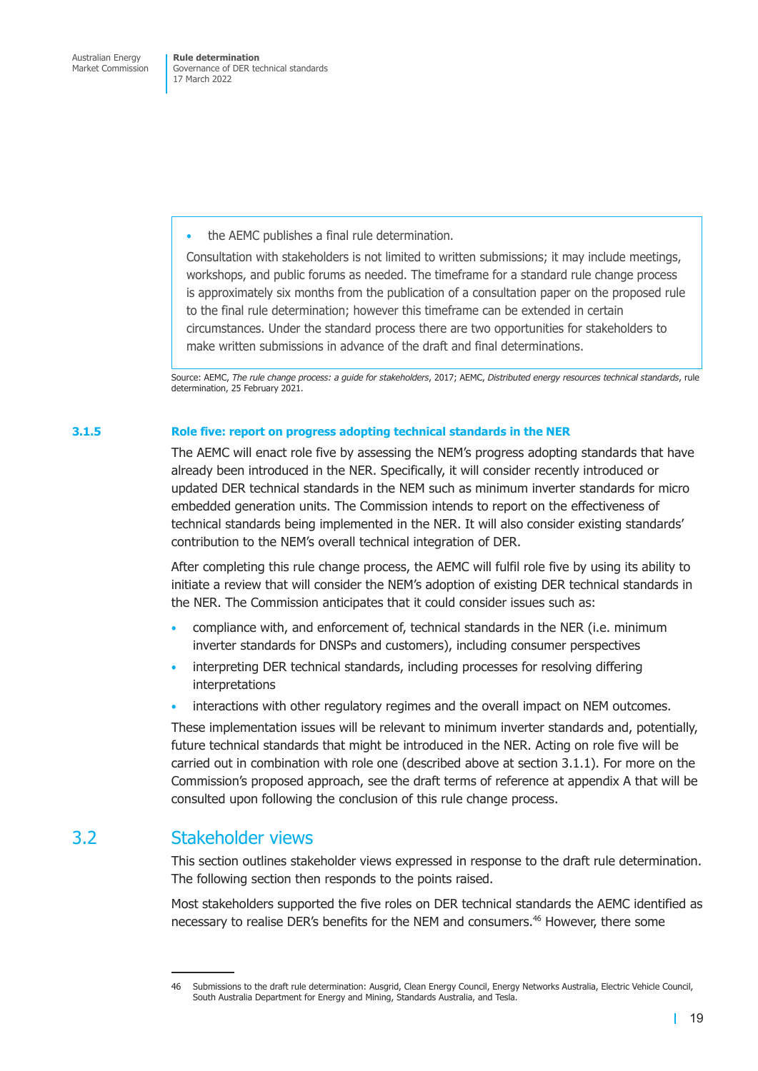- the AEMC publishes a final rule determination.

Consultation with stakeholders is not limited to written submissions; it may include meetings, workshops, and public forums as needed. The timeframe for a standard rule change process is approximately six months from the publication of a consultation paper on the proposed rule to the final rule determination; however this timeframe can be extended in certain circumstances. Under the standard process there are two opportunities for stakeholders to make written submissions in advance of the draft and final determinations.

Source: AEMC, *The rule change process: a guide for stakeholders*, 2017; AEMC, *Distributed energy resources technical standards*, rule determination, 25 February 2021.

### 3.1.5 Role five: report on progress adopting technical standards in the NER

The AEMC will enact role five by assessing the NEM's progress adopting standards that have already been introduced in the NER. Specifically, it will consider recently introduced or updated DER technical standards in the NEM such as minimum inverter standards for micro embedded generation units. The Commission intends to report on the effectiveness of technical standards being implemented in the NER. It will also consider existing standards' contribution to the NEM's overall technical integration of DER.

After completing this rule change process, the AEMC will fulfil role five by using its ability to initiate a review that will consider the NEM's adoption of existing DER technical standards in the NER. The Commission anticipates that it could consider issues such as:

- compliance with, and enforcement of, technical standards in the NER (i.e. minimum inverter standards for DNSPs and customers), including consumer perspectives
- interpreting DER technical standards, including processes for resolving differing interpretations
- interactions with other regulatory regimes and the overall impact on NEM outcomes.

These implementation issues will be relevant to minimum inverter standards and, potentially, future technical standards that might be introduced in the NER. Acting on role five will be carried out in combination with role one (described above at section 3.1.1). For more on the Commission's proposed approach, see the draft terms of reference at appendix A that will be consulted upon following the conclusion of this rule change process.

## 3.2 Stakeholder views

This section outlines stakeholder views expressed in response to the draft rule determination. The following section then responds to the points raised.

Most stakeholders supported the five roles on DER technical standards the AEMC identified as necessary to realise DER's benefits for the NEM and consumers.[46] However, there some

46 Submissions to the draft rule determination: Ausgrid, Clean Energy Council, Energy Networks Australia, Electric Vehicle Council, South Australia Department for Energy and Mining, Standards Australia, and Tesla.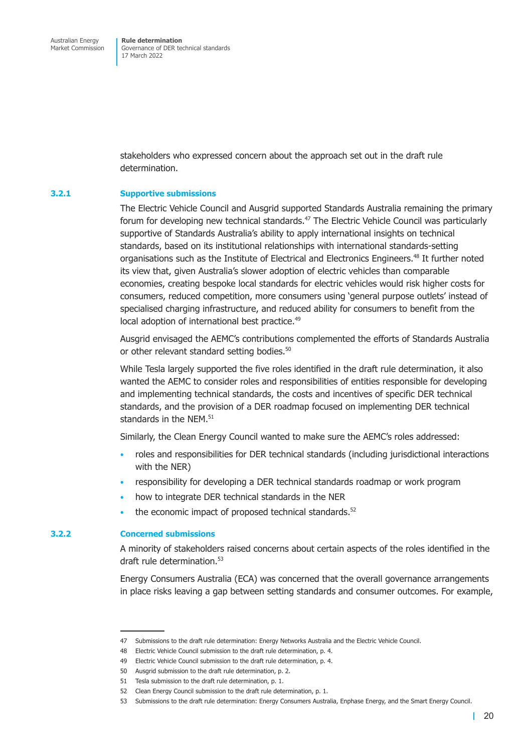stakeholders who expressed concern about the approach set out in the draft rule determination.

### 3.2.1 Supportive submissions

The Electric Vehicle Council and Ausgrid supported Standards Australia remaining the primary forum for developing new technical standards.[47] The Electric Vehicle Council was particularly supportive of Standards Australia's ability to apply international insights on technical standards, based on its institutional relationships with international standards-setting organisations such as the Institute of Electrical and Electronics Engineers.[48] It further noted its view that, given Australia's slower adoption of electric vehicles than comparable economies, creating bespoke local standards for electric vehicles would risk higher costs for consumers, reduced competition, more consumers using 'general purpose outlets' instead of specialised charging infrastructure, and reduced ability for consumers to benefit from the local adoption of international best practice.[49]

Ausgrid envisaged the AEMC's contributions complemented the efforts of Standards Australia or other relevant standard setting bodies.[50]

While Tesla largely supported the five roles identified in the draft rule determination, it also wanted the AEMC to consider roles and responsibilities of entities responsible for developing and implementing technical standards, the costs and incentives of specific DER technical standards, and the provision of a DER roadmap focused on implementing DER technical standards in the NEM.[51]

Similarly, the Clean Energy Council wanted to make sure the AEMC's roles addressed:

- roles and responsibilities for DER technical standards (including jurisdictional interactions with the NER)
- responsibility for developing a DER technical standards roadmap or work program
- how to integrate DER technical standards in the NER
- the economic impact of proposed technical standards.[52]

### 3.2.2 Concerned submissions

A minority of stakeholders raised concerns about certain aspects of the roles identified in the draft rule determination.[53]

Energy Consumers Australia (ECA) was concerned that the overall governance arrangements in place risks leaving a gap between setting standards and consumer outcomes. For example,

---

47 Submissions to the draft rule determination: Energy Networks Australia and the Electric Vehicle Council.

48 Electric Vehicle Council submission to the draft rule determination, p. 4.

49 Electric Vehicle Council submission to the draft rule determination, p. 4.

50 Ausgrid submission to the draft rule determination, p. 2.

51 Tesla submission to the draft rule determination, p. 1.

52 Clean Energy Council submission to the draft rule determination, p. 1.

53 Submissions to the draft rule determination: Energy Consumers Australia, Enphase Energy, and the Smart Energy Council.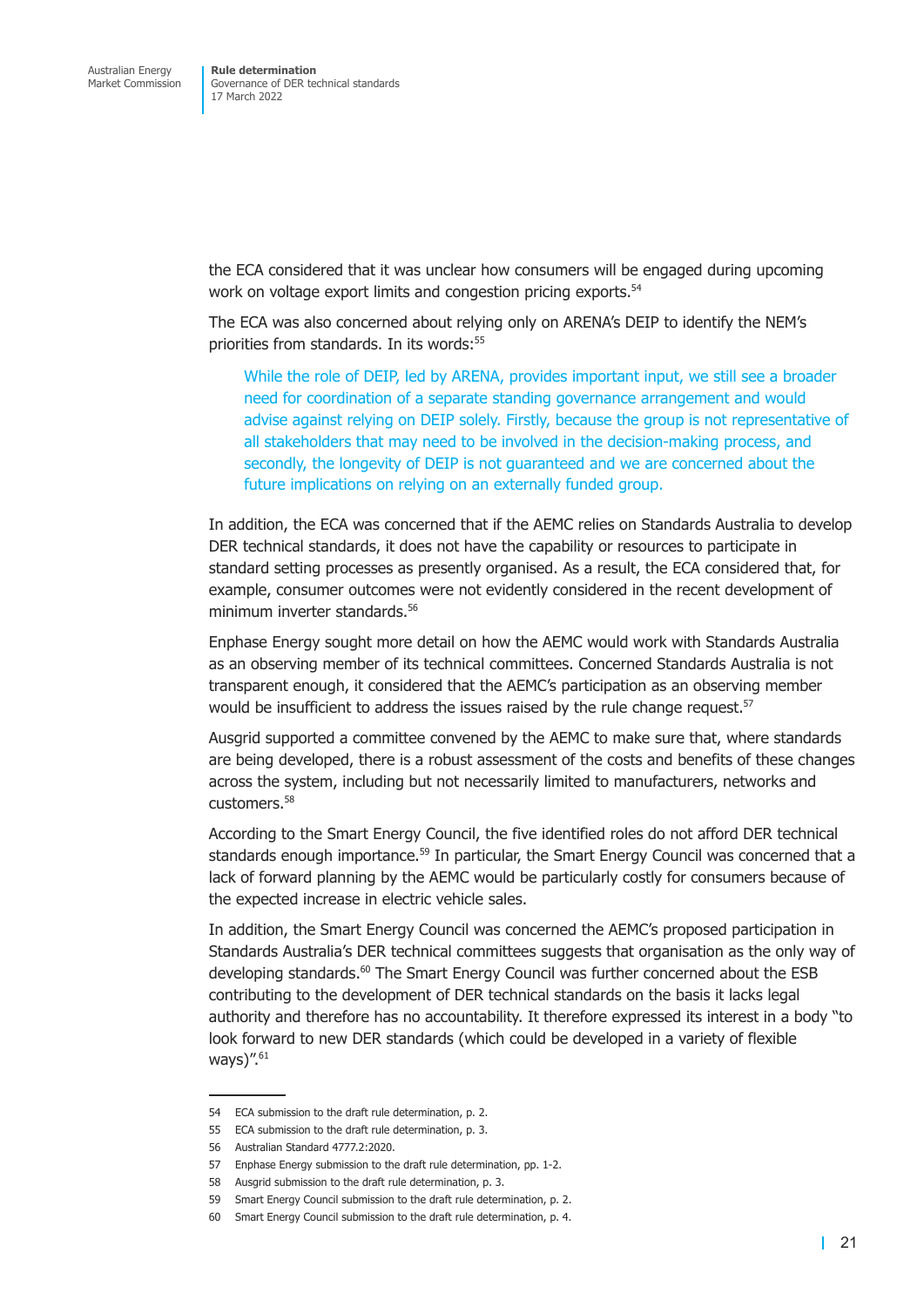the ECA considered that it was unclear how consumers will be engaged during upcoming work on voltage export limits and congestion pricing exports.[54]

The ECA was also concerned about relying only on ARENA's DEIP to identify the NEM's priorities from standards. In its words:[55]

> While the role of DEIP, led by ARENA, provides important input, we still see a broader need for coordination of a separate standing governance arrangement and would advise against relying on DEIP solely. Firstly, because the group is not representative of all stakeholders that may need to be involved in the decision-making process, and secondly, the longevity of DEIP is not guaranteed and we are concerned about the future implications on relying on an externally funded group.

In addition, the ECA was concerned that if the AEMC relies on Standards Australia to develop DER technical standards, it does not have the capability or resources to participate in standard setting processes as presently organised. As a result, the ECA considered that, for example, consumer outcomes were not evidently considered in the recent development of minimum inverter standards.[56]

Enphase Energy sought more detail on how the AEMC would work with Standards Australia as an observing member of its technical committees. Concerned Standards Australia is not transparent enough, it considered that the AEMC's participation as an observing member would be insufficient to address the issues raised by the rule change request.[57]

Ausgrid supported a committee convened by the AEMC to make sure that, where standards are being developed, there is a robust assessment of the costs and benefits of these changes across the system, including but not necessarily limited to manufacturers, networks and customers.[58]

According to the Smart Energy Council, the five identified roles do not afford DER technical standards enough importance.[59] In particular, the Smart Energy Council was concerned that a lack of forward planning by the AEMC would be particularly costly for consumers because of the expected increase in electric vehicle sales.

In addition, the Smart Energy Council was concerned the AEMC's proposed participation in Standards Australia's DER technical committees suggests that organisation as the only way of developing standards.[60] The Smart Energy Council was further concerned about the ESB contributing to the development of DER technical standards on the basis it lacks legal authority and therefore has no accountability. It therefore expressed its interest in a body "to look forward to new DER standards (which could be developed in a variety of flexible ways)".[61]

---

54 ECA submission to the draft rule determination, p. 2.

55 ECA submission to the draft rule determination, p. 3.

56 Australian Standard 4777.2:2020.

57 Enphase Energy submission to the draft rule determination, pp. 1-2.

58 Ausgrid submission to the draft rule determination, p. 3.

59 Smart Energy Council submission to the draft rule determination, p. 2.

60 Smart Energy Council submission to the draft rule determination, p. 4.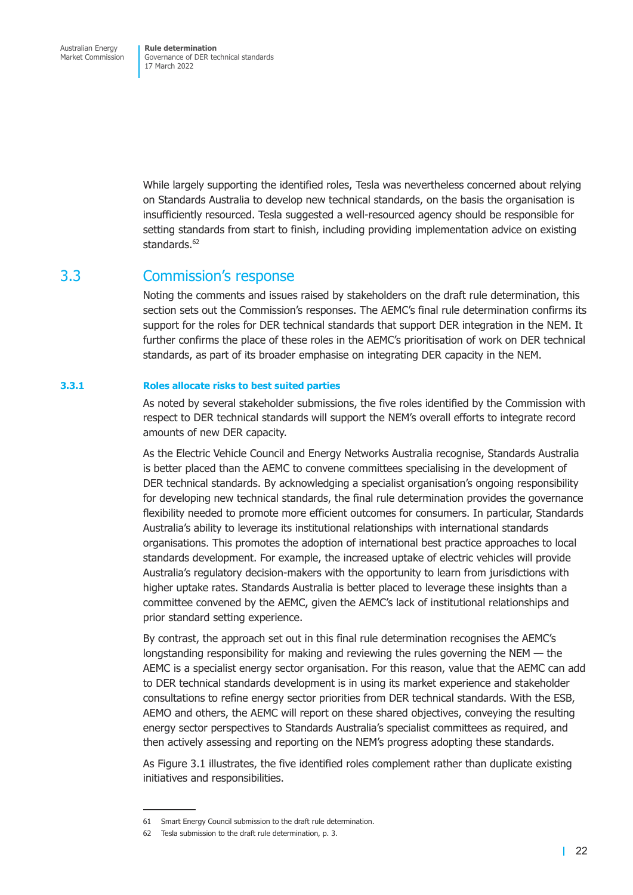While largely supporting the identified roles, Tesla was nevertheless concerned about relying on Standards Australia to develop new technical standards, on the basis the organisation is insufficiently resourced. Tesla suggested a well-resourced agency should be responsible for setting standards from start to finish, including providing implementation advice on existing standards.[62]

## 3.3 Commission's response

Noting the comments and issues raised by stakeholders on the draft rule determination, this section sets out the Commission's responses. The AEMC's final rule determination confirms its support for the roles for DER technical standards that support DER integration in the NEM. It further confirms the place of these roles in the AEMC's prioritisation of work on DER technical standards, as part of its broader emphasise on integrating DER capacity in the NEM.

### 3.3.1 Roles allocate risks to best suited parties

As noted by several stakeholder submissions, the five roles identified by the Commission with respect to DER technical standards will support the NEM's overall efforts to integrate record amounts of new DER capacity.

As the Electric Vehicle Council and Energy Networks Australia recognise, Standards Australia is better placed than the AEMC to convene committees specialising in the development of DER technical standards. By acknowledging a specialist organisation's ongoing responsibility for developing new technical standards, the final rule determination provides the governance flexibility needed to promote more efficient outcomes for consumers. In particular, Standards Australia's ability to leverage its institutional relationships with international standards organisations. This promotes the adoption of international best practice approaches to local standards development. For example, the increased uptake of electric vehicles will provide Australia's regulatory decision-makers with the opportunity to learn from jurisdictions with higher uptake rates. Standards Australia is better placed to leverage these insights than a committee convened by the AEMC, given the AEMC's lack of institutional relationships and prior standard setting experience.

By contrast, the approach set out in this final rule determination recognises the AEMC's longstanding responsibility for making and reviewing the rules governing the NEM — the AEMC is a specialist energy sector organisation. For this reason, value that the AEMC can add to DER technical standards development is in using its market experience and stakeholder consultations to refine energy sector priorities from DER technical standards. With the ESB, AEMO and others, the AEMC will report on these shared objectives, conveying the resulting energy sector perspectives to Standards Australia's specialist committees as required, and then actively assessing and reporting on the NEM's progress adopting these standards.

As Figure 3.1 illustrates, the five identified roles complement rather than duplicate existing initiatives and responsibilities.

---

61 Smart Energy Council submission to the draft rule determination.

62 Tesla submission to the draft rule determination, p. 3.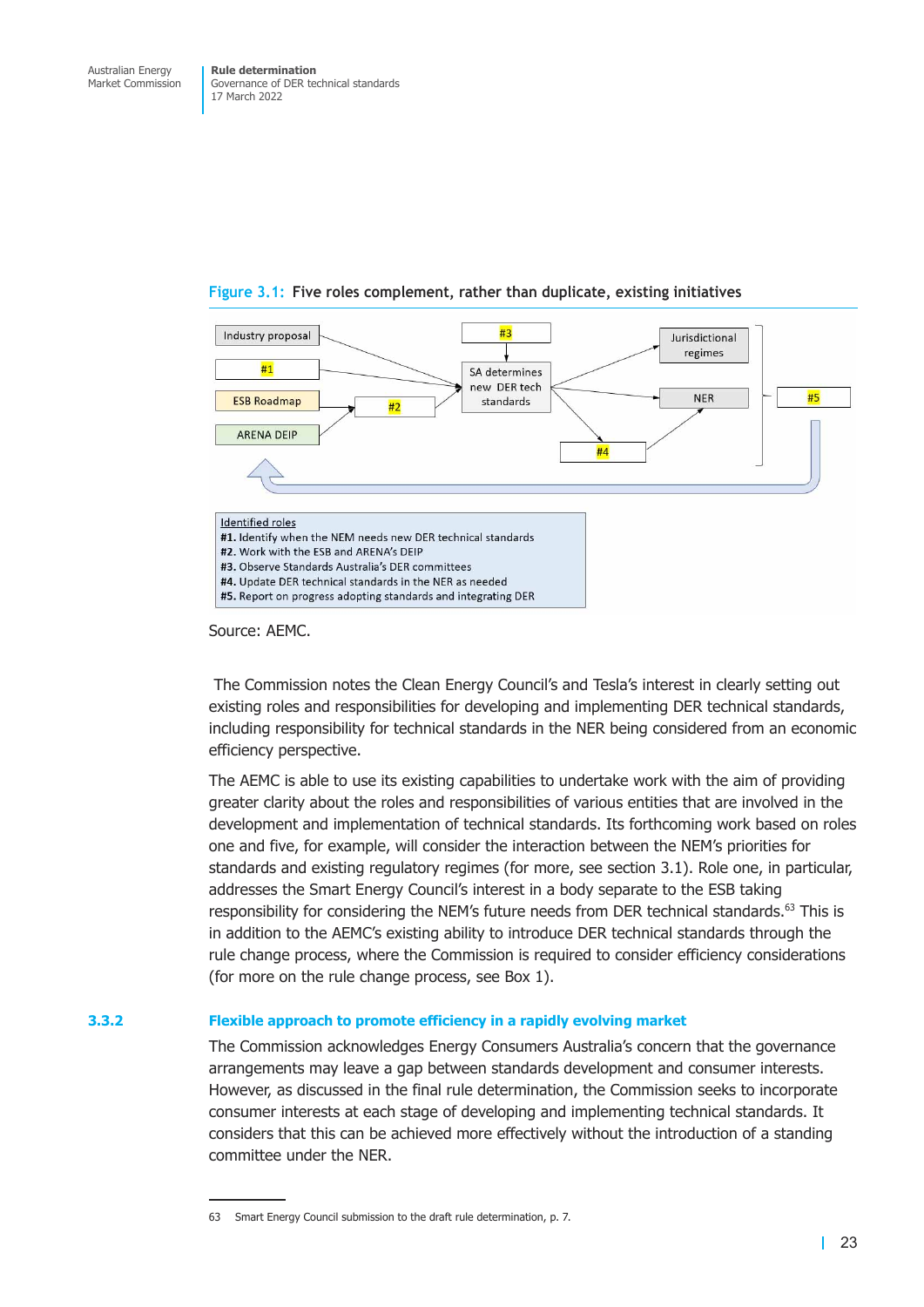Figure 3.1: Five roles complement, rather than duplicate, existing initiatives

Industry proposal

#1

ESB Roadmap

ARENA DEIP

#2

#3

SA determines new DER tech standards

Jurisdictional regimes

NER

#4

#5

Identified roles
**#1.** Identify when the NEM needs new DER technical standards
**#2.** Work with the ESB and ARENA's DEIP
**#3.** Observe Standards Australia's DER committees
**#4.** Update DER technical standards in the NER as needed
**#5.** Report on progress adopting standards and integrating DER

Source: AEMC.

The Commission notes the Clean Energy Council's and Tesla's interest in clearly setting out existing roles and responsibilities for developing and implementing DER technical standards, including responsibility for technical standards in the NER being considered from an economic efficiency perspective.

The AEMC is able to use its existing capabilities to undertake work with the aim of providing greater clarity about the roles and responsibilities of various entities that are involved in the development and implementation of technical standards. Its forthcoming work based on roles one and five, for example, will consider the interaction between the NEM's priorities for standards and existing regulatory regimes (for more, see section 3.1). Role one, in particular, addresses the Smart Energy Council's interest in a body separate to the ESB taking responsibility for considering the NEM's future needs from DER technical standards.[63] This is in addition to the AEMC's existing ability to introduce DER technical standards through the rule change process, where the Commission is required to consider efficiency considerations (for more on the rule change process, see Box 1).

### 3.3.2 Flexible approach to promote efficiency in a rapidly evolving market

The Commission acknowledges Energy Consumers Australia's concern that the governance arrangements may leave a gap between standards development and consumer interests. However, as discussed in the final rule determination, the Commission seeks to incorporate consumer interests at each stage of developing and implementing technical standards. It considers that this can be achieved more effectively without the introduction of a standing committee under the NER.

63 Smart Energy Council submission to the draft rule determination, p. 7.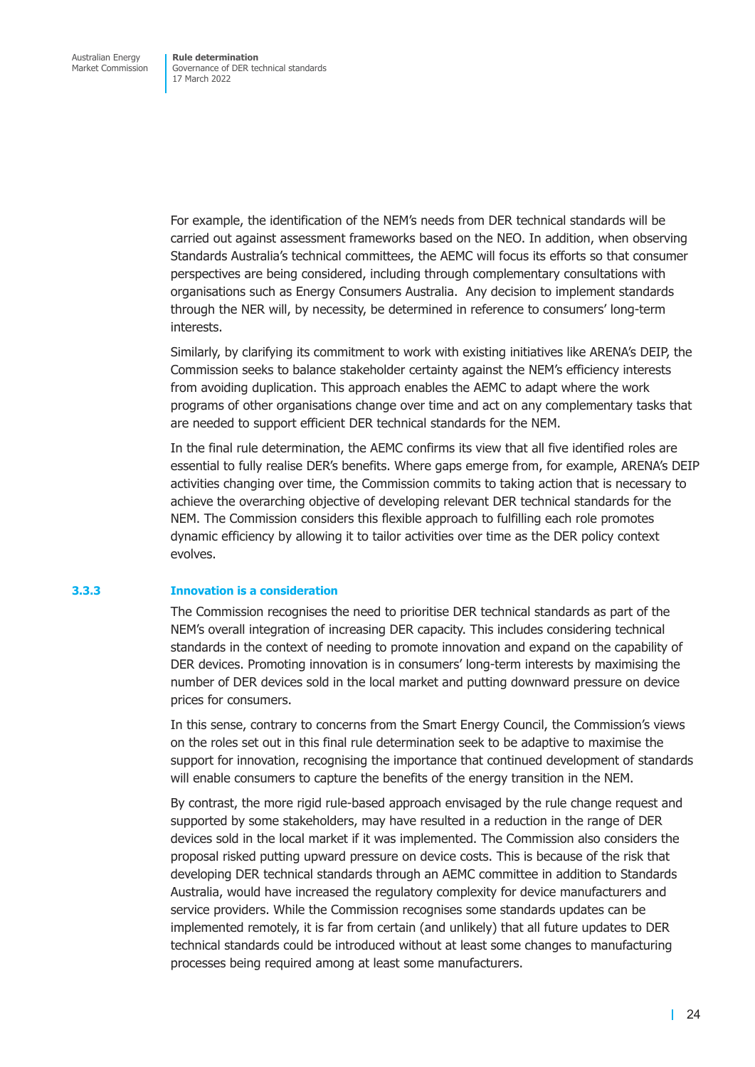For example, the identification of the NEM's needs from DER technical standards will be carried out against assessment frameworks based on the NEO. In addition, when observing Standards Australia's technical committees, the AEMC will focus its efforts so that consumer perspectives are being considered, including through complementary consultations with organisations such as Energy Consumers Australia. Any decision to implement standards through the NER will, by necessity, be determined in reference to consumers' long-term interests.

Similarly, by clarifying its commitment to work with existing initiatives like ARENA's DEIP, the Commission seeks to balance stakeholder certainty against the NEM's efficiency interests from avoiding duplication. This approach enables the AEMC to adapt where the work programs of other organisations change over time and act on any complementary tasks that are needed to support efficient DER technical standards for the NEM.

In the final rule determination, the AEMC confirms its view that all five identified roles are essential to fully realise DER's benefits. Where gaps emerge from, for example, ARENA's DEIP activities changing over time, the Commission commits to taking action that is necessary to achieve the overarching objective of developing relevant DER technical standards for the NEM. The Commission considers this flexible approach to fulfilling each role promotes dynamic efficiency by allowing it to tailor activities over time as the DER policy context evolves.

### 3.3.3 Innovation is a consideration

The Commission recognises the need to prioritise DER technical standards as part of the NEM's overall integration of increasing DER capacity. This includes considering technical standards in the context of needing to promote innovation and expand on the capability of DER devices. Promoting innovation is in consumers' long-term interests by maximising the number of DER devices sold in the local market and putting downward pressure on device prices for consumers.

In this sense, contrary to concerns from the Smart Energy Council, the Commission's views on the roles set out in this final rule determination seek to be adaptive to maximise the support for innovation, recognising the importance that continued development of standards will enable consumers to capture the benefits of the energy transition in the NEM.

By contrast, the more rigid rule-based approach envisaged by the rule change request and supported by some stakeholders, may have resulted in a reduction in the range of DER devices sold in the local market if it was implemented. The Commission also considers the proposal risked putting upward pressure on device costs. This is because of the risk that developing DER technical standards through an AEMC committee in addition to Standards Australia, would have increased the regulatory complexity for device manufacturers and service providers. While the Commission recognises some standards updates can be implemented remotely, it is far from certain (and unlikely) that all future updates to DER technical standards could be introduced without at least some changes to manufacturing processes being required among at least some manufacturers.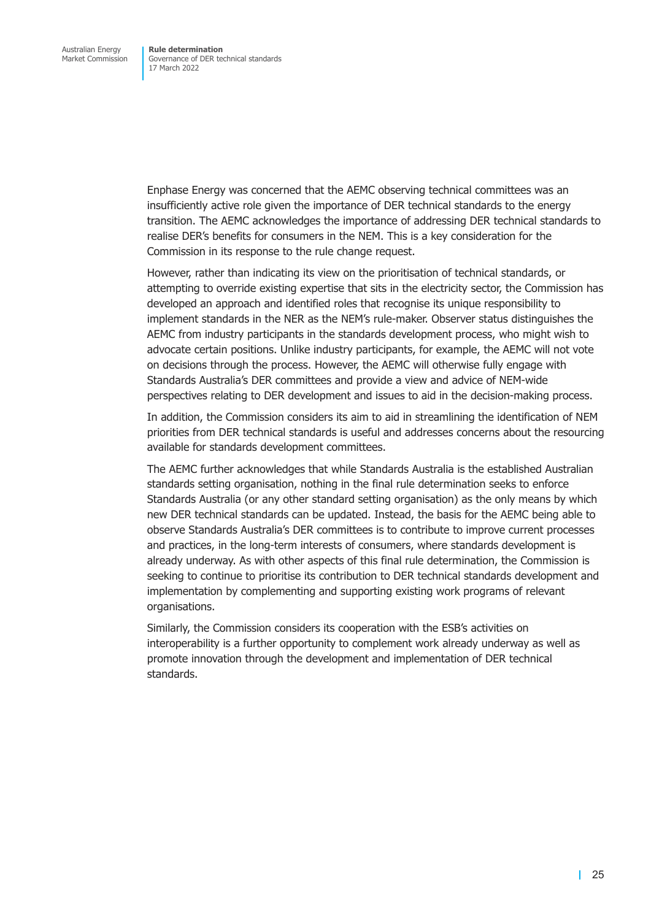Enphase Energy was concerned that the AEMC observing technical committees was an insufficiently active role given the importance of DER technical standards to the energy transition. The AEMC acknowledges the importance of addressing DER technical standards to realise DER's benefits for consumers in the NEM. This is a key consideration for the Commission in its response to the rule change request.

However, rather than indicating its view on the prioritisation of technical standards, or attempting to override existing expertise that sits in the electricity sector, the Commission has developed an approach and identified roles that recognise its unique responsibility to implement standards in the NER as the NEM's rule-maker. Observer status distinguishes the AEMC from industry participants in the standards development process, who might wish to advocate certain positions. Unlike industry participants, for example, the AEMC will not vote on decisions through the process. However, the AEMC will otherwise fully engage with Standards Australia's DER committees and provide a view and advice of NEM-wide perspectives relating to DER development and issues to aid in the decision-making process.

In addition, the Commission considers its aim to aid in streamlining the identification of NEM priorities from DER technical standards is useful and addresses concerns about the resourcing available for standards development committees.

The AEMC further acknowledges that while Standards Australia is the established Australian standards setting organisation, nothing in the final rule determination seeks to enforce Standards Australia (or any other standard setting organisation) as the only means by which new DER technical standards can be updated. Instead, the basis for the AEMC being able to observe Standards Australia's DER committees is to contribute to improve current processes and practices, in the long-term interests of consumers, where standards development is already underway. As with other aspects of this final rule determination, the Commission is seeking to continue to prioritise its contribution to DER technical standards development and implementation by complementing and supporting existing work programs of relevant organisations.

Similarly, the Commission considers its cooperation with the ESB's activities on interoperability is a further opportunity to complement work already underway as well as promote innovation through the development and implementation of DER technical standards.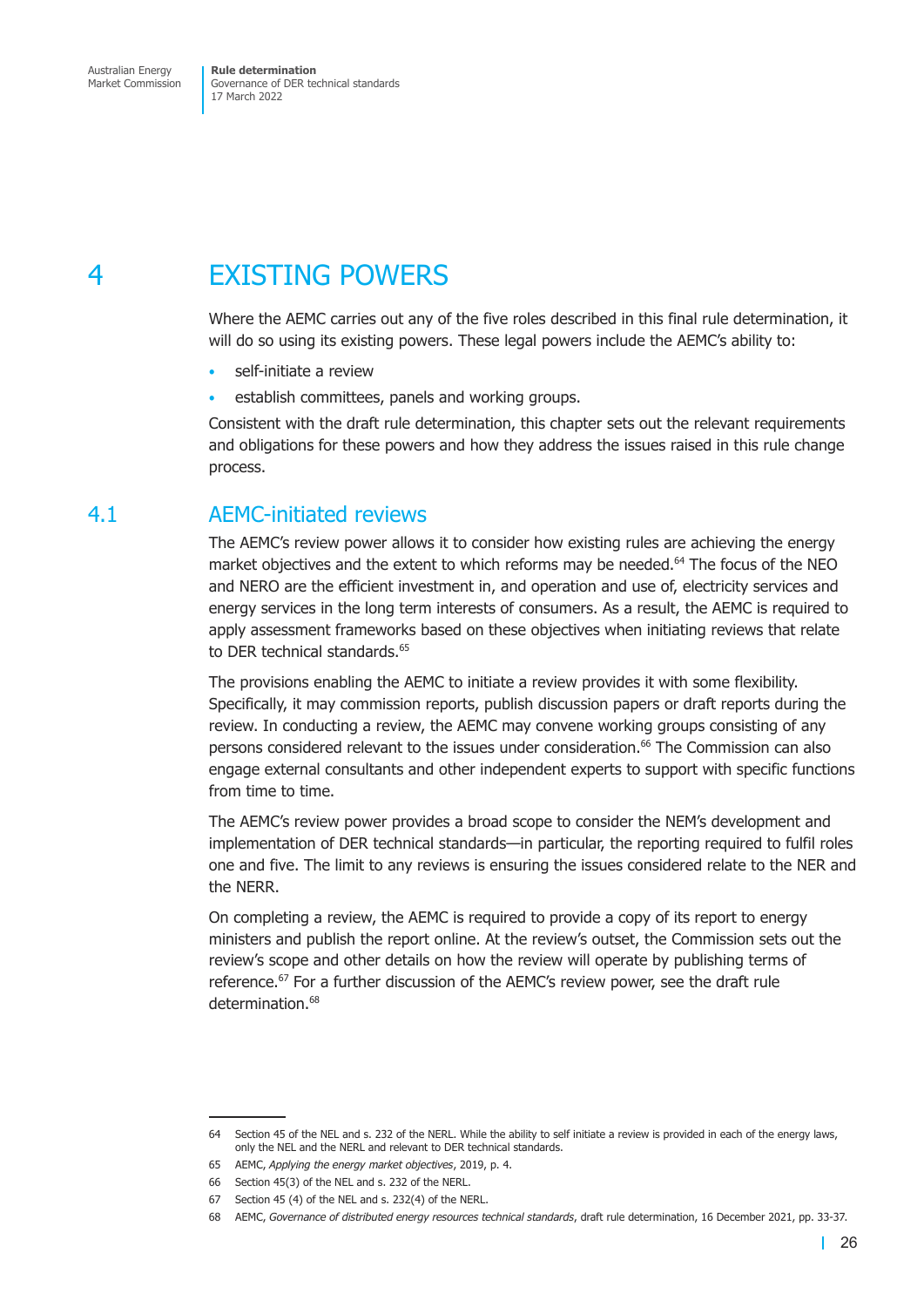# 4 EXISTING POWERS

Where the AEMC carries out any of the five roles described in this final rule determination, it will do so using its existing powers. These legal powers include the AEMC's ability to:

- self-initiate a review
- establish committees, panels and working groups.

Consistent with the draft rule determination, this chapter sets out the relevant requirements and obligations for these powers and how they address the issues raised in this rule change process.

## 4.1 AEMC-initiated reviews

The AEMC's review power allows it to consider how existing rules are achieving the energy market objectives and the extent to which reforms may be needed.[64] The focus of the NEO and NERO are the efficient investment in, and operation and use of, electricity services and energy services in the long term interests of consumers. As a result, the AEMC is required to apply assessment frameworks based on these objectives when initiating reviews that relate to DER technical standards.[65]

The provisions enabling the AEMC to initiate a review provides it with some flexibility. Specifically, it may commission reports, publish discussion papers or draft reports during the review. In conducting a review, the AEMC may convene working groups consisting of any persons considered relevant to the issues under consideration.[66] The Commission can also engage external consultants and other independent experts to support with specific functions from time to time.

The AEMC's review power provides a broad scope to consider the NEM's development and implementation of DER technical standards—in particular, the reporting required to fulfil roles one and five. The limit to any reviews is ensuring the issues considered relate to the NER and the NERR.

On completing a review, the AEMC is required to provide a copy of its report to energy ministers and publish the report online. At the review's outset, the Commission sets out the review's scope and other details on how the review will operate by publishing terms of reference.[67] For a further discussion of the AEMC's review power, see the draft rule determination.[68]

---

64 Section 45 of the NEL and s. 232 of the NERL. While the ability to self initiate a review is provided in each of the energy laws, only the NEL and the NERL and relevant to DER technical standards.

65 AEMC, *Applying the energy market objectives*, 2019, p. 4.

66 Section 45(3) of the NEL and s. 232 of the NERL.

67 Section 45 (4) of the NEL and s. 232(4) of the NERL.

68 AEMC, *Governance of distributed energy resources technical standards*, draft rule determination, 16 December 2021, pp. 33-37.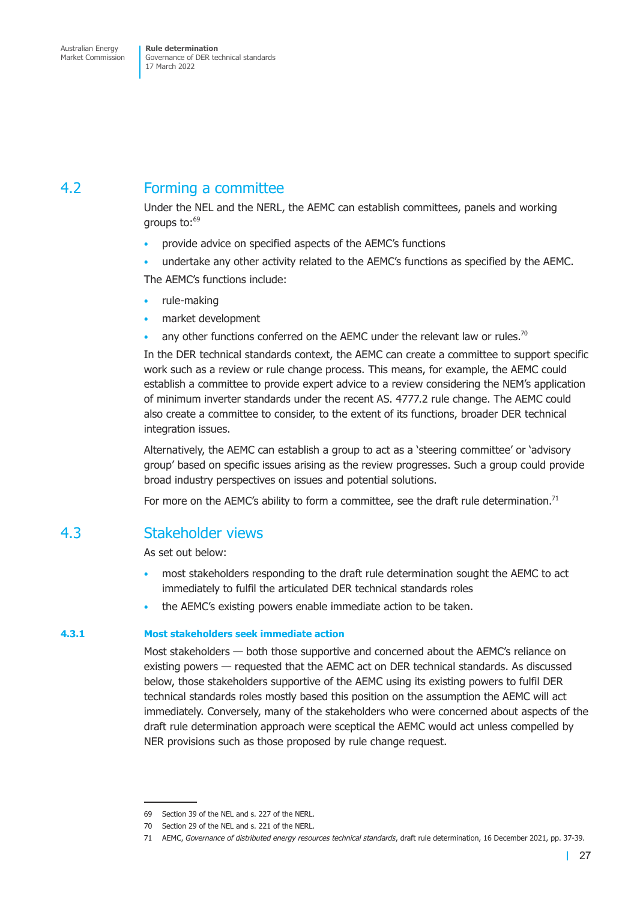## 4.2 Forming a committee

Under the NEL and the NERL, the AEMC can establish committees, panels and working groups to:[69]

- provide advice on specified aspects of the AEMC's functions
- undertake any other activity related to the AEMC's functions as specified by the AEMC.

The AEMC's functions include:

- rule-making
- market development
- any other functions conferred on the AEMC under the relevant law or rules.[70]

In the DER technical standards context, the AEMC can create a committee to support specific work such as a review or rule change process. This means, for example, the AEMC could establish a committee to provide expert advice to a review considering the NEM's application of minimum inverter standards under the recent AS. 4777.2 rule change. The AEMC could also create a committee to consider, to the extent of its functions, broader DER technical integration issues.

Alternatively, the AEMC can establish a group to act as a 'steering committee' or 'advisory group' based on specific issues arising as the review progresses. Such a group could provide broad industry perspectives on issues and potential solutions.

For more on the AEMC's ability to form a committee, see the draft rule determination.[71]

## 4.3 Stakeholder views

As set out below:

- most stakeholders responding to the draft rule determination sought the AEMC to act immediately to fulfil the articulated DER technical standards roles
- the AEMC's existing powers enable immediate action to be taken.

### 4.3.1 Most stakeholders seek immediate action

Most stakeholders — both those supportive and concerned about the AEMC's reliance on existing powers — requested that the AEMC act on DER technical standards. As discussed below, those stakeholders supportive of the AEMC using its existing powers to fulfil DER technical standards roles mostly based this position on the assumption the AEMC will act immediately. Conversely, many of the stakeholders who were concerned about aspects of the draft rule determination approach were sceptical the AEMC would act unless compelled by NER provisions such as those proposed by rule change request.

---

69 Section 39 of the NEL and s. 227 of the NERL.

70 Section 29 of the NEL and s. 221 of the NERL.

71 AEMC, *Governance of distributed energy resources technical standards*, draft rule determination, 16 December 2021, pp. 37-39.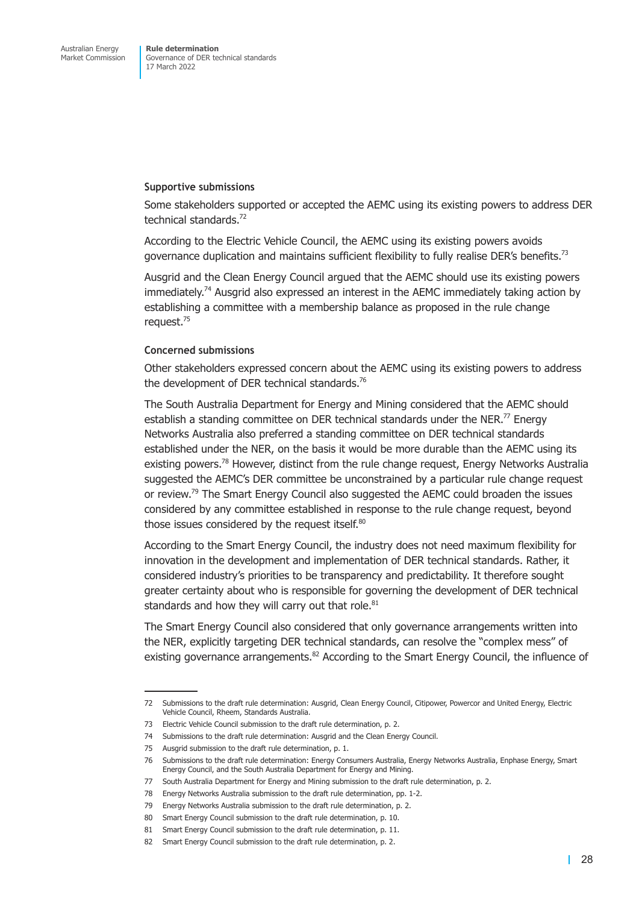#### Supportive submissions

Some stakeholders supported or accepted the AEMC using its existing powers to address DER technical standards.[72]

According to the Electric Vehicle Council, the AEMC using its existing powers avoids governance duplication and maintains sufficient flexibility to fully realise DER's benefits.[73]

Ausgrid and the Clean Energy Council argued that the AEMC should use its existing powers immediately.[74] Ausgrid also expressed an interest in the AEMC immediately taking action by establishing a committee with a membership balance as proposed in the rule change request.[75]

#### Concerned submissions

Other stakeholders expressed concern about the AEMC using its existing powers to address the development of DER technical standards.[76]

The South Australia Department for Energy and Mining considered that the AEMC should establish a standing committee on DER technical standards under the NER.[77] Energy Networks Australia also preferred a standing committee on DER technical standards established under the NER, on the basis it would be more durable than the AEMC using its existing powers.[78] However, distinct from the rule change request, Energy Networks Australia suggested the AEMC's DER committee be unconstrained by a particular rule change request or review.[79] The Smart Energy Council also suggested the AEMC could broaden the issues considered by any committee established in response to the rule change request, beyond those issues considered by the request itself.[80]

According to the Smart Energy Council, the industry does not need maximum flexibility for innovation in the development and implementation of DER technical standards. Rather, it considered industry's priorities to be transparency and predictability. It therefore sought greater certainty about who is responsible for governing the development of DER technical standards and how they will carry out that role.[81]

The Smart Energy Council also considered that only governance arrangements written into the NER, explicitly targeting DER technical standards, can resolve the "complex mess" of existing governance arrangements.[82] According to the Smart Energy Council, the influence of

---

72 Submissions to the draft rule determination: Ausgrid, Clean Energy Council, Citipower, Powercor and United Energy, Electric Vehicle Council, Rheem, Standards Australia.

73 Electric Vehicle Council submission to the draft rule determination, p. 2.

74 Submissions to the draft rule determination: Ausgrid and the Clean Energy Council.

75 Ausgrid submission to the draft rule determination, p. 1.

76 Submissions to the draft rule determination: Energy Consumers Australia, Energy Networks Australia, Enphase Energy, Smart Energy Council, and the South Australia Department for Energy and Mining.

77 South Australia Department for Energy and Mining submission to the draft rule determination, p. 2.

78 Energy Networks Australia submission to the draft rule determination, pp. 1-2.

79 Energy Networks Australia submission to the draft rule determination, p. 2.

80 Smart Energy Council submission to the draft rule determination, p. 10.

81 Smart Energy Council submission to the draft rule determination, p. 11.

82 Smart Energy Council submission to the draft rule determination, p. 2.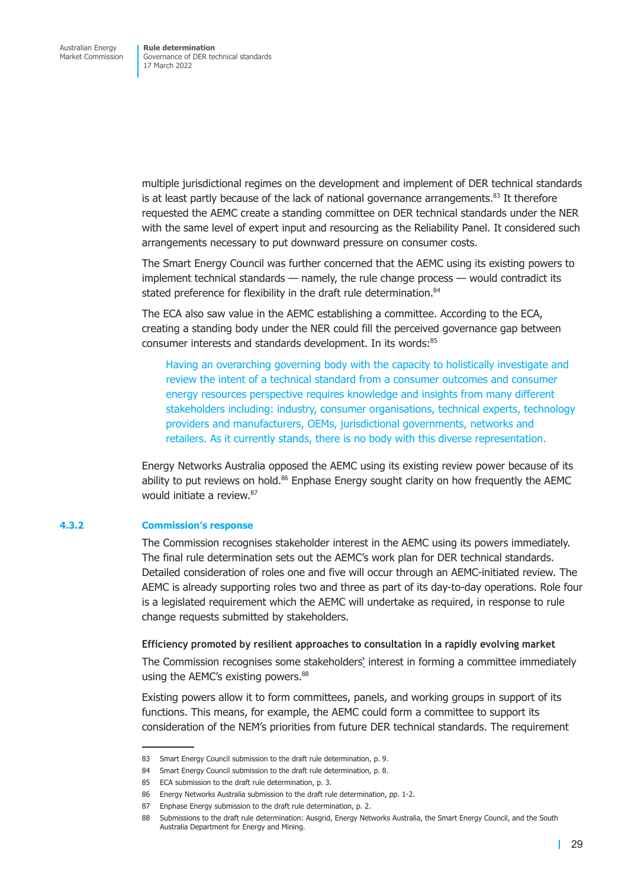multiple jurisdictional regimes on the development and implement of DER technical standards is at least partly because of the lack of national governance arrangements.[83] It therefore requested the AEMC create a standing committee on DER technical standards under the NER with the same level of expert input and resourcing as the Reliability Panel. It considered such arrangements necessary to put downward pressure on consumer costs.

The Smart Energy Council was further concerned that the AEMC using its existing powers to implement technical standards — namely, the rule change process — would contradict its stated preference for flexibility in the draft rule determination.[84]

The ECA also saw value in the AEMC establishing a committee. According to the ECA, creating a standing body under the NER could fill the perceived governance gap between consumer interests and standards development. In its words:[85]

> Having an overarching governing body with the capacity to holistically investigate and review the intent of a technical standard from a consumer outcomes and consumer energy resources perspective requires knowledge and insights from many different stakeholders including: industry, consumer organisations, technical experts, technology providers and manufacturers, OEMs, jurisdictional governments, networks and retailers. As it currently stands, there is no body with this diverse representation.

Energy Networks Australia opposed the AEMC using its existing review power because of its ability to put reviews on hold.[86] Enphase Energy sought clarity on how frequently the AEMC would initiate a review.[87]

### 4.3.2 Commission's response

The Commission recognises stakeholder interest in the AEMC using its powers immediately. The final rule determination sets out the AEMC's work plan for DER technical standards. Detailed consideration of roles one and five will occur through an AEMC-initiated review. The AEMC is already supporting roles two and three as part of its day-to-day operations. Role four is a legislated requirement which the AEMC will undertake as required, in response to rule change requests submitted by stakeholders.

#### Efficiency promoted by resilient approaches to consultation in a rapidly evolving market

The Commission recognises some stakeholders' interest in forming a committee immediately using the AEMC's existing powers.[88]

Existing powers allow it to form committees, panels, and working groups in support of its functions. This means, for example, the AEMC could form a committee to support its consideration of the NEM's priorities from future DER technical standards. The requirement

---

83 Smart Energy Council submission to the draft rule determination, p. 9.

84 Smart Energy Council submission to the draft rule determination, p. 8.

85 ECA submission to the draft rule determination, p. 3.

86 Energy Networks Australia submission to the draft rule determination, pp. 1-2.

87 Enphase Energy submission to the draft rule determination, p. 2.

88 Submissions to the draft rule determination: Ausgrid, Energy Networks Australia, the Smart Energy Council, and the South Australia Department for Energy and Mining.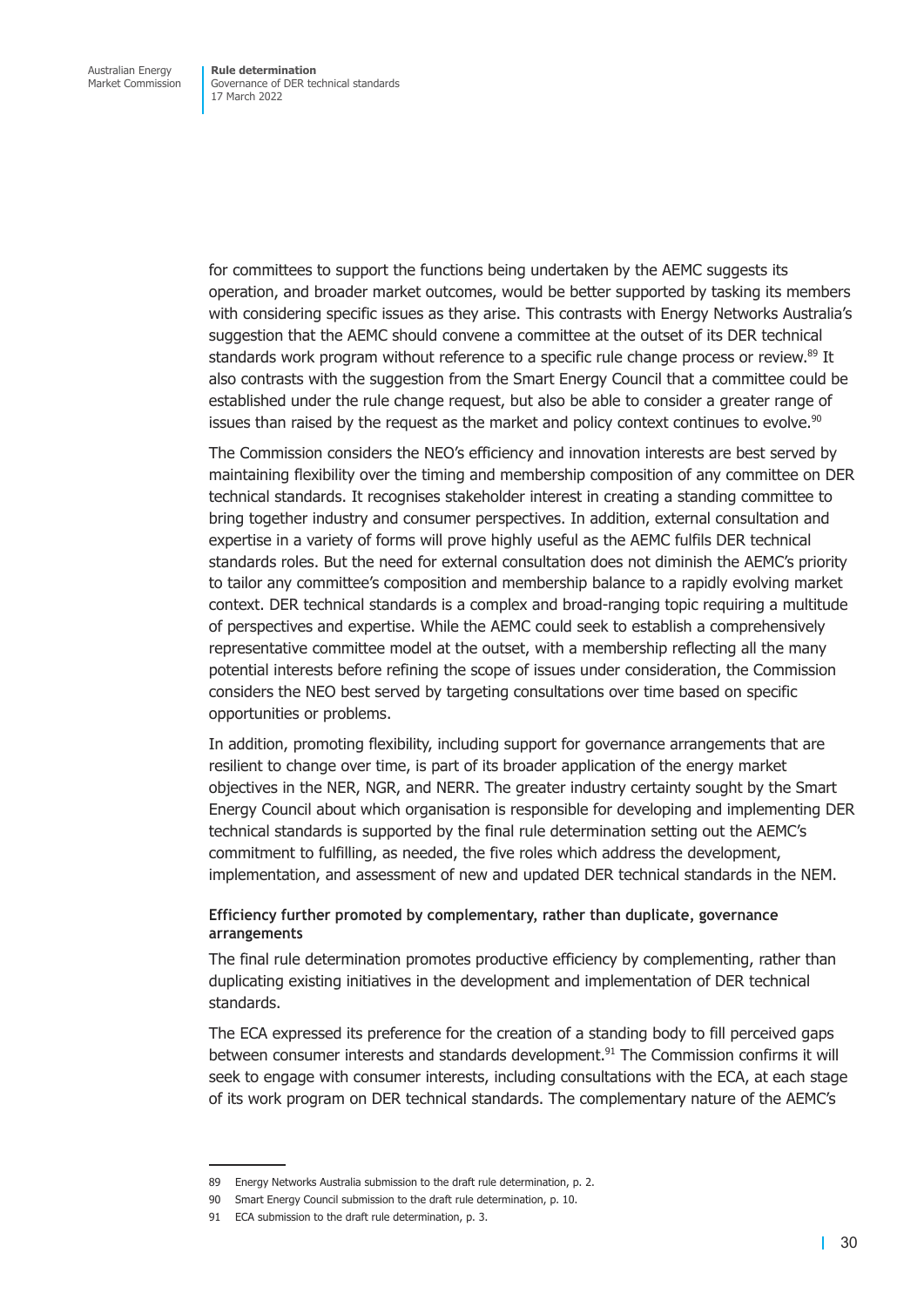for committees to support the functions being undertaken by the AEMC suggests its operation, and broader market outcomes, would be better supported by tasking its members with considering specific issues as they arise. This contrasts with Energy Networks Australia's suggestion that the AEMC should convene a committee at the outset of its DER technical standards work program without reference to a specific rule change process or review.[89] It also contrasts with the suggestion from the Smart Energy Council that a committee could be established under the rule change request, but also be able to consider a greater range of issues than raised by the request as the market and policy context continues to evolve.[90]

The Commission considers the NEO's efficiency and innovation interests are best served by maintaining flexibility over the timing and membership composition of any committee on DER technical standards. It recognises stakeholder interest in creating a standing committee to bring together industry and consumer perspectives. In addition, external consultation and expertise in a variety of forms will prove highly useful as the AEMC fulfils DER technical standards roles. But the need for external consultation does not diminish the AEMC's priority to tailor any committee's composition and membership balance to a rapidly evolving market context. DER technical standards is a complex and broad-ranging topic requiring a multitude of perspectives and expertise. While the AEMC could seek to establish a comprehensively representative committee model at the outset, with a membership reflecting all the many potential interests before refining the scope of issues under consideration, the Commission considers the NEO best served by targeting consultations over time based on specific opportunities or problems.

In addition, promoting flexibility, including support for governance arrangements that are resilient to change over time, is part of its broader application of the energy market objectives in the NER, NGR, and NERR. The greater industry certainty sought by the Smart Energy Council about which organisation is responsible for developing and implementing DER technical standards is supported by the final rule determination setting out the AEMC's commitment to fulfilling, as needed, the five roles which address the development, implementation, and assessment of new and updated DER technical standards in the NEM.

#### Efficiency further promoted by complementary, rather than duplicate, governance arrangements

The final rule determination promotes productive efficiency by complementing, rather than duplicating existing initiatives in the development and implementation of DER technical standards.

The ECA expressed its preference for the creation of a standing body to fill perceived gaps between consumer interests and standards development.[91] The Commission confirms it will seek to engage with consumer interests, including consultations with the ECA, at each stage of its work program on DER technical standards. The complementary nature of the AEMC's

89 Energy Networks Australia submission to the draft rule determination, p. 2.

90 Smart Energy Council submission to the draft rule determination, p. 10.

91 ECA submission to the draft rule determination, p. 3.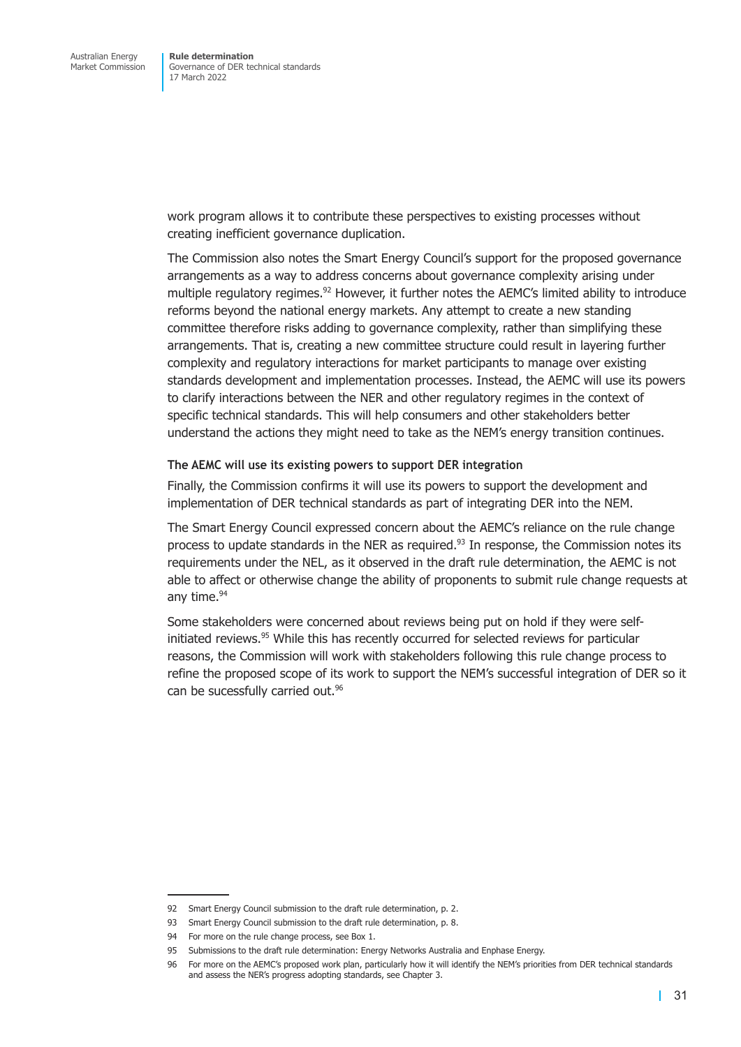work program allows it to contribute these perspectives to existing processes without creating inefficient governance duplication.

The Commission also notes the Smart Energy Council's support for the proposed governance arrangements as a way to address concerns about governance complexity arising under multiple regulatory regimes.[92] However, it further notes the AEMC's limited ability to introduce reforms beyond the national energy markets. Any attempt to create a new standing committee therefore risks adding to governance complexity, rather than simplifying these arrangements. That is, creating a new committee structure could result in layering further complexity and regulatory interactions for market participants to manage over existing standards development and implementation processes. Instead, the AEMC will use its powers to clarify interactions between the NER and other regulatory regimes in the context of specific technical standards. This will help consumers and other stakeholders better understand the actions they might need to take as the NEM's energy transition continues.

#### The AEMC will use its existing powers to support DER integration

Finally, the Commission confirms it will use its powers to support the development and implementation of DER technical standards as part of integrating DER into the NEM.

The Smart Energy Council expressed concern about the AEMC's reliance on the rule change process to update standards in the NER as required.[93] In response, the Commission notes its requirements under the NEL, as it observed in the draft rule determination, the AEMC is not able to affect or otherwise change the ability of proponents to submit rule change requests at any time.[94]

Some stakeholders were concerned about reviews being put on hold if they were self-initiated reviews.[95] While this has recently occurred for selected reviews for particular reasons, the Commission will work with stakeholders following this rule change process to refine the proposed scope of its work to support the NEM's successful integration of DER so it can be sucessfully carried out.[96]

---

92 Smart Energy Council submission to the draft rule determination, p. 2.

93 Smart Energy Council submission to the draft rule determination, p. 8.

94 For more on the rule change process, see Box 1.

95 Submissions to the draft rule determination: Energy Networks Australia and Enphase Energy.

96 For more on the AEMC's proposed work plan, particularly how it will identify the NEM's priorities from DER technical standards and assess the NER's progress adopting standards, see Chapter 3.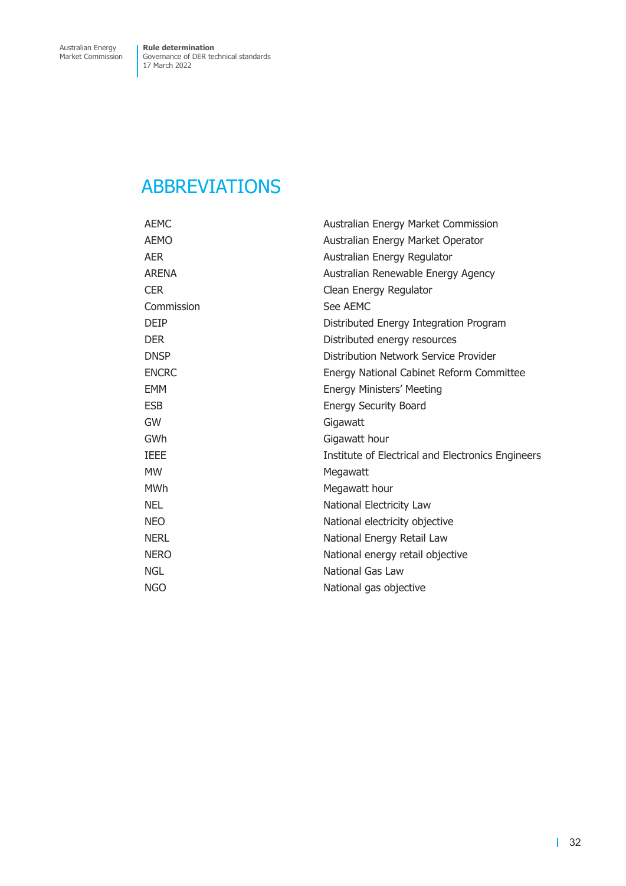# ABBREVIATIONS

| | |
|---|---|
| AEMC | Australian Energy Market Commission |
| AEMO | Australian Energy Market Operator |
| AER | Australian Energy Regulator |
| ARENA | Australian Renewable Energy Agency |
| CER | Clean Energy Regulator |
| Commission | See AEMC |
| DEIP | Distributed Energy Integration Program |
| DER | Distributed energy resources |
| DNSP | Distribution Network Service Provider |
| ENCRC | Energy National Cabinet Reform Committee |
| EMM | Energy Ministers' Meeting |
| ESB | Energy Security Board |
| GW | Gigawatt |
| GWh | Gigawatt hour |
| IEEE | Institute of Electrical and Electronics Engineers |
| MW | Megawatt |
| MWh | Megawatt hour |
| NEL | National Electricity Law |
| NEO | National electricity objective |
| NERL | National Energy Retail Law |
| NERO | National energy retail objective |
| NGL | National Gas Law |
| NGO | National gas objective |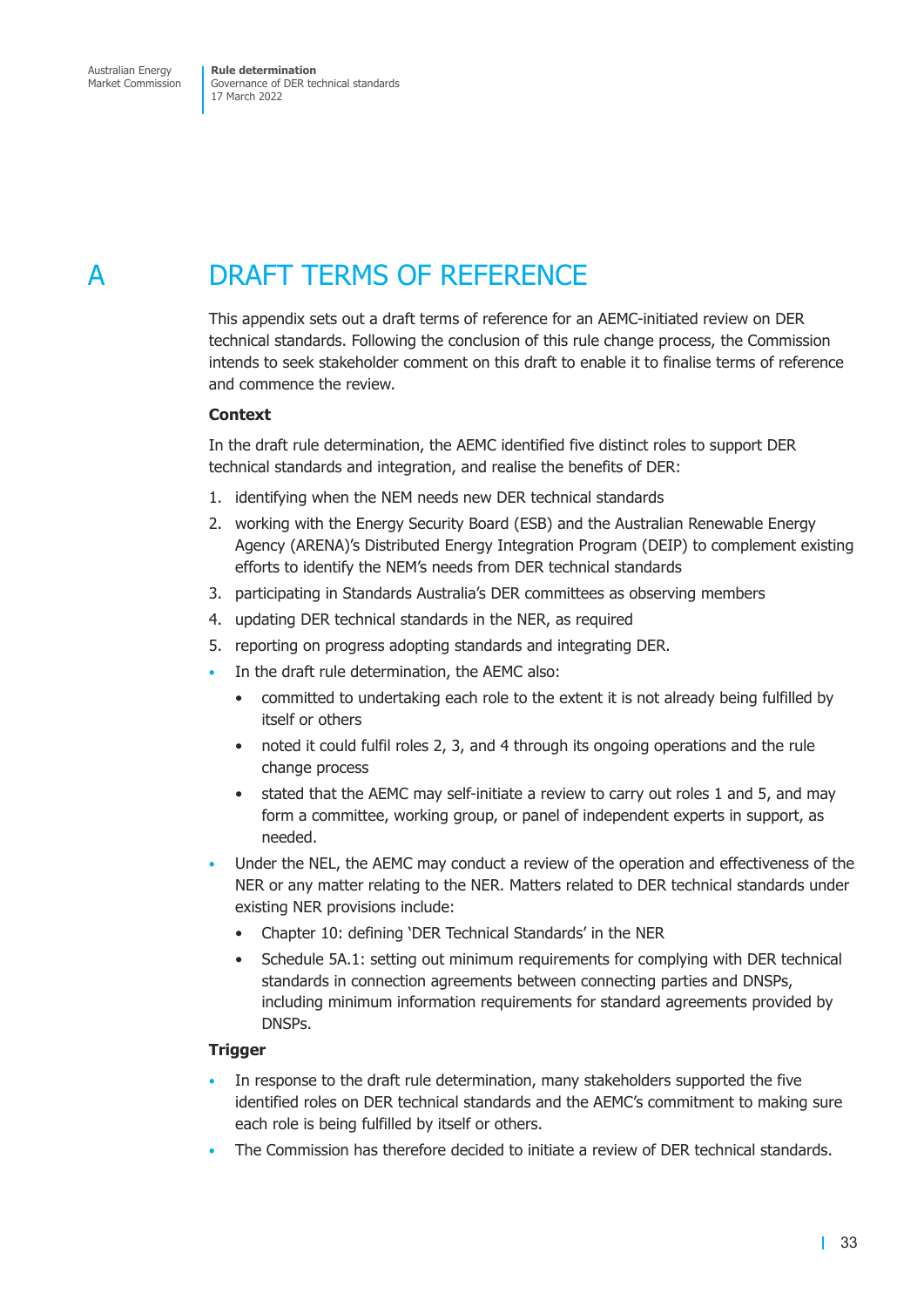# A DRAFT TERMS OF REFERENCE

This appendix sets out a draft terms of reference for an AEMC-initiated review on DER technical standards. Following the conclusion of this rule change process, the Commission intends to seek stakeholder comment on this draft to enable it to finalise terms of reference and commence the review.

**Context**

In the draft rule determination, the AEMC identified five distinct roles to support DER technical standards and integration, and realise the benefits of DER:

1. identifying when the NEM needs new DER technical standards
2. working with the Energy Security Board (ESB) and the Australian Renewable Energy Agency (ARENA)'s Distributed Energy Integration Program (DEIP) to complement existing efforts to identify the NEM's needs from DER technical standards
3. participating in Standards Australia's DER committees as observing members
4. updating DER technical standards in the NER, as required
5. reporting on progress adopting standards and integrating DER.

- In the draft rule determination, the AEMC also:
  - committed to undertaking each role to the extent it is not already being fulfilled by itself or others
  - noted it could fulfil roles 2, 3, and 4 through its ongoing operations and the rule change process
  - stated that the AEMC may self-initiate a review to carry out roles 1 and 5, and may form a committee, working group, or panel of independent experts in support, as needed.
- Under the NEL, the AEMC may conduct a review of the operation and effectiveness of the NER or any matter relating to the NER. Matters related to DER technical standards under existing NER provisions include:
  - Chapter 10: defining 'DER Technical Standards' in the NER
  - Schedule 5A.1: setting out minimum requirements for complying with DER technical standards in connection agreements between connecting parties and DNSPs, including minimum information requirements for standard agreements provided by DNSPs.

**Trigger**

- In response to the draft rule determination, many stakeholders supported the five identified roles on DER technical standards and the AEMC's commitment to making sure each role is being fulfilled by itself or others.
- The Commission has therefore decided to initiate a review of DER technical standards.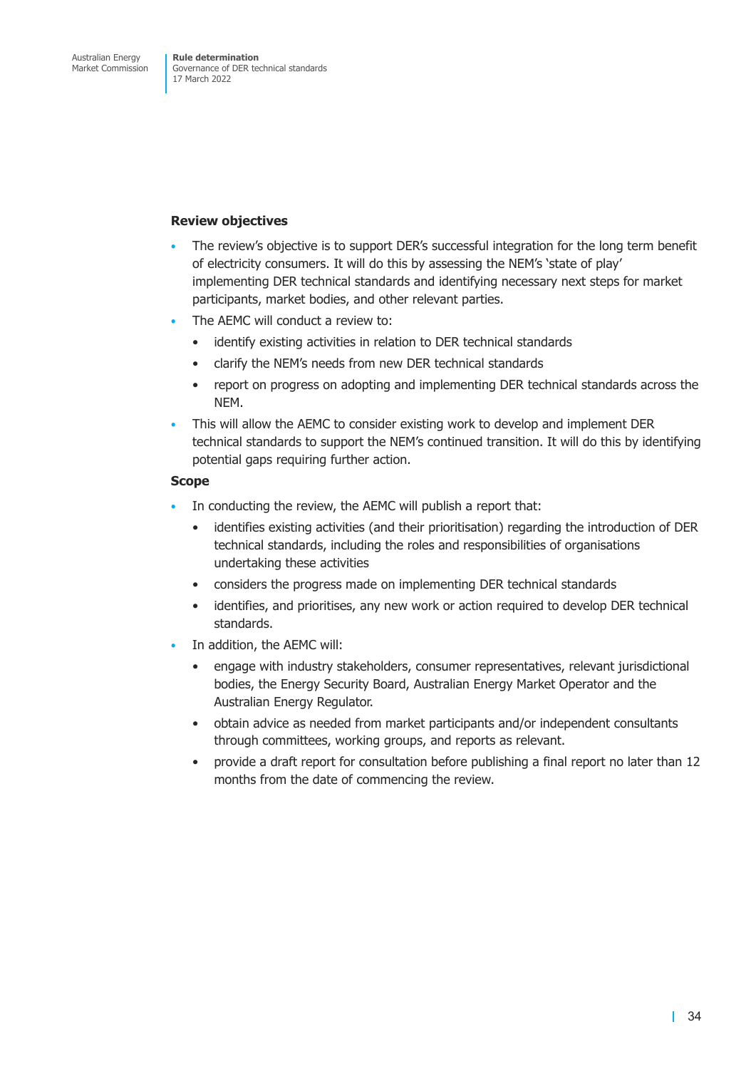**Review objectives**

- The review's objective is to support DER's successful integration for the long term benefit of electricity consumers. It will do this by assessing the NEM's 'state of play' implementing DER technical standards and identifying necessary next steps for market participants, market bodies, and other relevant parties.
- The AEMC will conduct a review to:
  - identify existing activities in relation to DER technical standards
  - clarify the NEM's needs from new DER technical standards
  - report on progress on adopting and implementing DER technical standards across the NEM.
- This will allow the AEMC to consider existing work to develop and implement DER technical standards to support the NEM's continued transition. It will do this by identifying potential gaps requiring further action.

**Scope**

- In conducting the review, the AEMC will publish a report that:
  - identifies existing activities (and their prioritisation) regarding the introduction of DER technical standards, including the roles and responsibilities of organisations undertaking these activities
  - considers the progress made on implementing DER technical standards
  - identifies, and prioritises, any new work or action required to develop DER technical standards.
- In addition, the AEMC will:
  - engage with industry stakeholders, consumer representatives, relevant jurisdictional bodies, the Energy Security Board, Australian Energy Market Operator and the Australian Energy Regulator.
  - obtain advice as needed from market participants and/or independent consultants through committees, working groups, and reports as relevant.
  - provide a draft report for consultation before publishing a final report no later than 12 months from the date of commencing the review.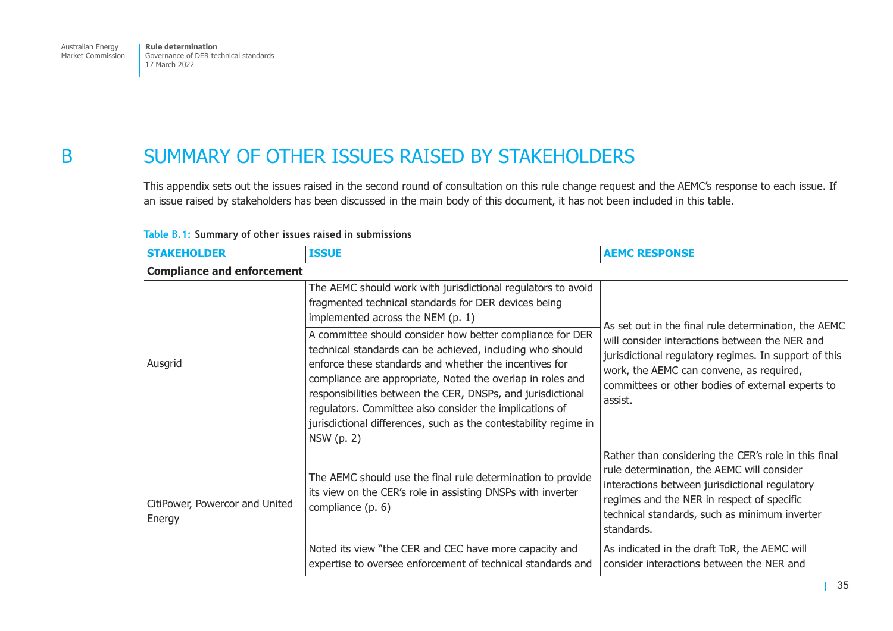# B SUMMARY OF OTHER ISSUES RAISED BY STAKEHOLDERS

This appendix sets out the issues raised in the second round of consultation on this rule change request and the AEMC's response to each issue. If an issue raised by stakeholders has been discussed in the main body of this document, it has not been included in this table.

**Table B.1: Summary of other issues raised in submissions**

| STAKEHOLDER | ISSUE | AEMC RESPONSE |
|---|---|---|
| **Compliance and enforcement** | | |
| Ausgrid | The AEMC should work with jurisdictional regulators to avoid fragmented technical standards for DER devices being implemented across the NEM (p. 1) | As set out in the final rule determination, the AEMC will consider interactions between the NER and jurisdictional regulatory regimes. In support of this work, the AEMC can convene, as required, committees or other bodies of external experts to assist. |
| | A committee should consider how better compliance for DER technical standards can be achieved, including who should enforce these standards and whether the incentives for compliance are appropriate, Noted the overlap in roles and responsibilities between the CER, DNSPs, and jurisdictional regulators. Committee also consider the implications of jurisdictional differences, such as the contestability regime in NSW (p. 2) | |
| CitiPower, Powercor and United Energy | The AEMC should use the final rule determination to provide its view on the CER's role in assisting DNSPs with inverter compliance (p. 6) | Rather than considering the CER's role in this final rule determination, the AEMC will consider interactions between jurisdictional regulatory regimes and the NER in respect of specific technical standards, such as minimum inverter standards. |
| | Noted its view "the CER and CEC have more capacity and expertise to oversee enforcement of technical standards and | As indicated in the draft ToR, the AEMC will consider interactions between the NER and |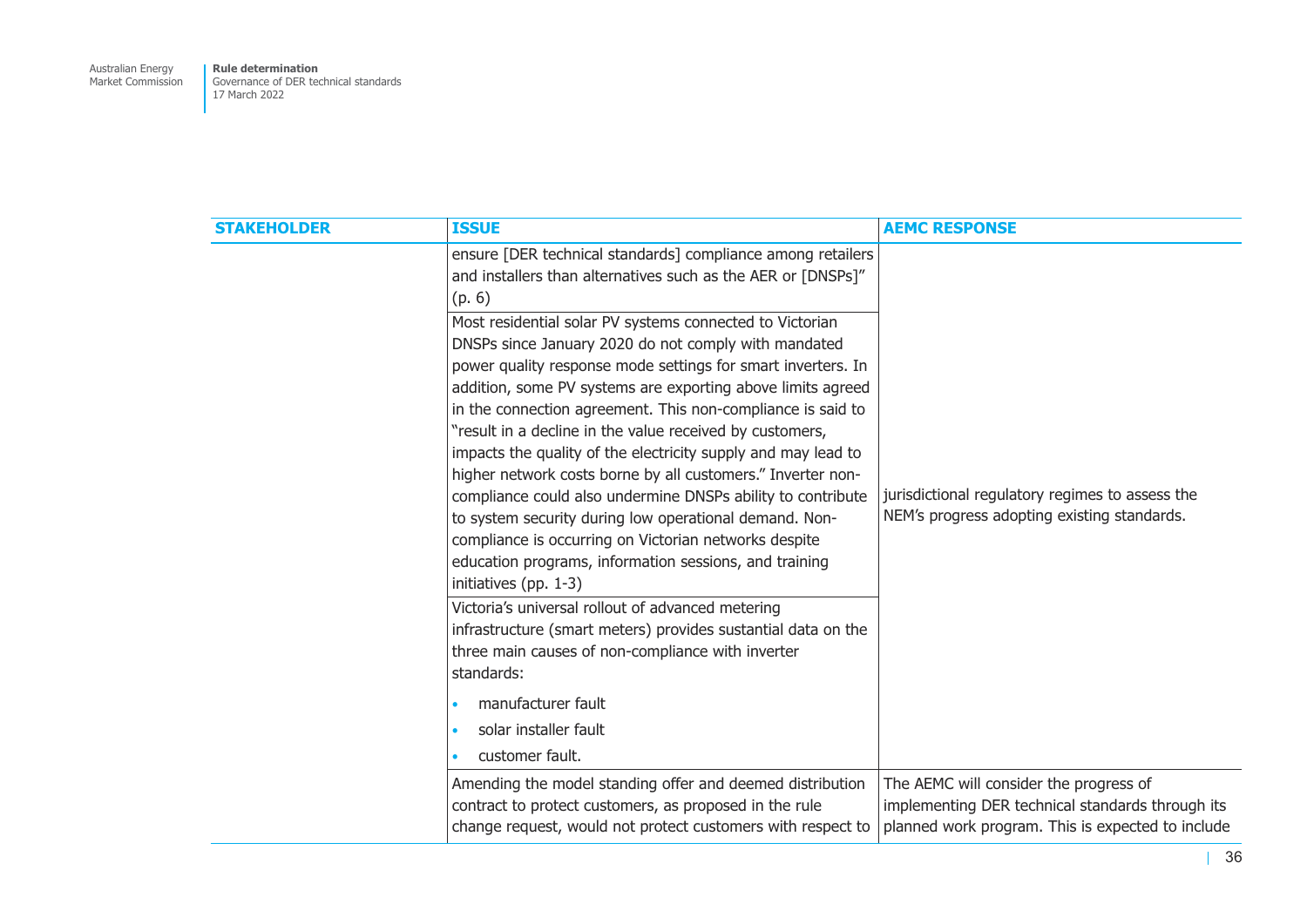| STAKEHOLDER | ISSUE | AEMC RESPONSE |
| --- | --- | --- |
| | ensure [DER technical standards] compliance among retailers and installers than alternatives such as the AER or [DNSPs]" (p. 6) | |
| | Most residential solar PV systems connected to Victorian DNSPs since January 2020 do not comply with mandated power quality response mode settings for smart inverters. In addition, some PV systems are exporting above limits agreed in the connection agreement. This non-compliance is said to "result in a decline in the value received by customers, impacts the quality of the electricity supply and may lead to higher network costs borne by all customers." Inverter non-compliance could also undermine DNSPs ability to contribute to system security during low operational demand. Non-compliance is occurring on Victorian networks despite education programs, information sessions, and training initiatives (pp. 1-3) | jurisdictional regulatory regimes to assess the NEM's progress adopting existing standards. |
| | Victoria's universal rollout of advanced metering infrastructure (smart meters) provides sustantial data on the three main causes of non-compliance with inverter standards:<br>• manufacturer fault<br>• solar installer fault<br>• customer fault. | |
| | Amending the model standing offer and deemed distribution contract to protect customers, as proposed in the rule change request, would not protect customers with respect to | The AEMC will consider the progress of implementing DER technical standards through its planned work program. This is expected to include |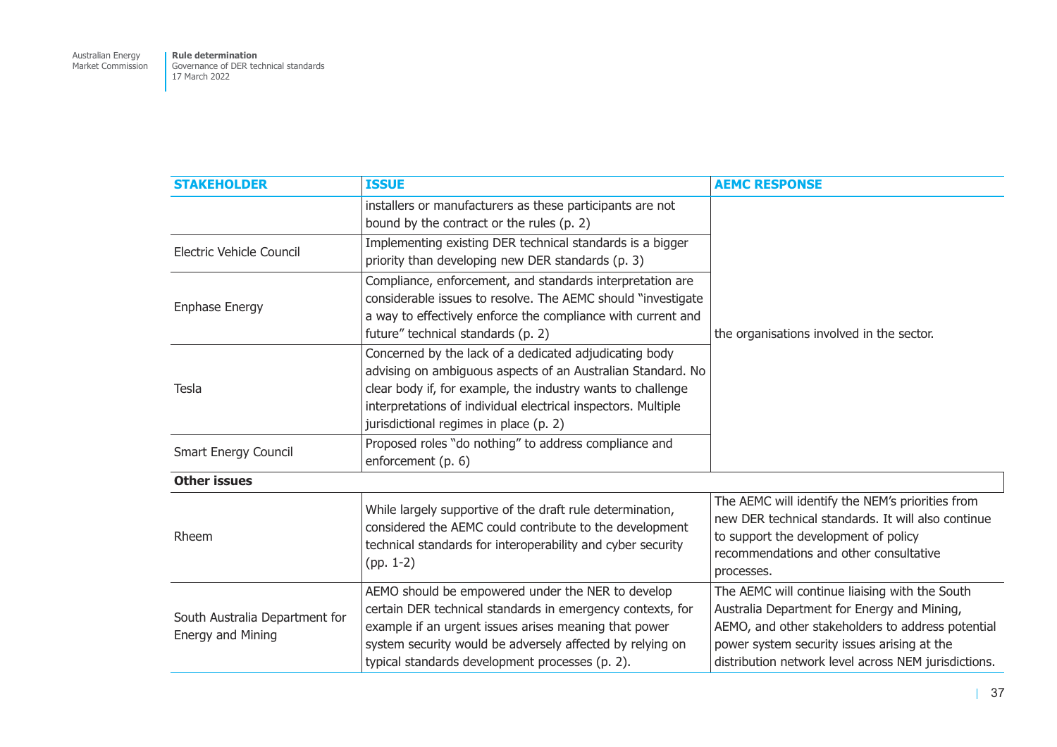| STAKEHOLDER | ISSUE | AEMC RESPONSE |
|---|---|---|
| | installers or manufacturers as these participants are not bound by the contract or the rules (p. 2) | |
| Electric Vehicle Council | Implementing existing DER technical standards is a bigger priority than developing new DER standards (p. 3) | |
| Enphase Energy | Compliance, enforcement, and standards interpretation are considerable issues to resolve. The AEMC should "investigate a way to effectively enforce the compliance with current and future" technical standards (p. 2) | the organisations involved in the sector. |
| Tesla | Concerned by the lack of a dedicated adjudicating body advising on ambiguous aspects of an Australian Standard. No clear body if, for example, the industry wants to challenge interpretations of individual electrical inspectors. Multiple jurisdictional regimes in place (p. 2) | |
| Smart Energy Council | Proposed roles "do nothing" to address compliance and enforcement (p. 6) | |
| **Other issues** | | |
| Rheem | While largely supportive of the draft rule determination, considered the AEMC could contribute to the development technical standards for interoperability and cyber security (pp. 1-2) | The AEMC will identify the NEM's priorities from new DER technical standards. It will also continue to support the development of policy recommendations and other consultative processes. |
| South Australia Department for Energy and Mining | AEMO should be empowered under the NER to develop certain DER technical standards in emergency contexts, for example if an urgent issues arises meaning that power system security would be adversely affected by relying on typical standards development processes (p. 2). | The AEMC will continue liaising with the South Australia Department for Energy and Mining, AEMO, and other stakeholders to address potential power system security issues arising at the distribution network level across NEM jurisdictions. |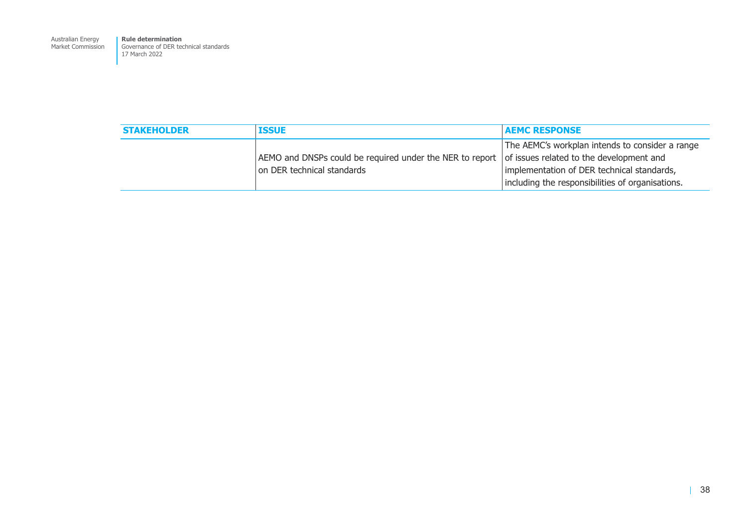| STAKEHOLDER | ISSUE | AEMC RESPONSE |
| --- | --- | --- |
| | AEMO and DNSPs could be required under the NER to report on DER technical standards | The AEMC's workplan intends to consider a range of issues related to the development and implementation of DER technical standards, including the responsibilities of organisations. |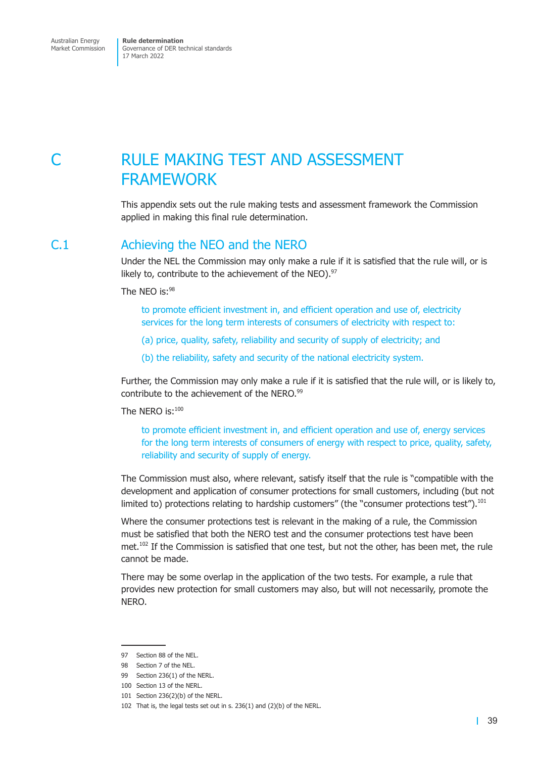# C RULE MAKING TEST AND ASSESSMENT FRAMEWORK

This appendix sets out the rule making tests and assessment framework the Commission applied in making this final rule determination.

## C.1 Achieving the NEO and the NERO

Under the NEL the Commission may only make a rule if it is satisfied that the rule will, or is likely to, contribute to the achievement of the NEO).[97]

The NEO is:[98]

> to promote efficient investment in, and efficient operation and use of, electricity services for the long term interests of consumers of electricity with respect to:
>
> (a) price, quality, safety, reliability and security of supply of electricity; and
>
> (b) the reliability, safety and security of the national electricity system.

Further, the Commission may only make a rule if it is satisfied that the rule will, or is likely to, contribute to the achievement of the NERO.[99]

The NERO is:[100]

> to promote efficient investment in, and efficient operation and use of, energy services for the long term interests of consumers of energy with respect to price, quality, safety, reliability and security of supply of energy.

The Commission must also, where relevant, satisfy itself that the rule is "compatible with the development and application of consumer protections for small customers, including (but not limited to) protections relating to hardship customers" (the "consumer protections test").[101]

Where the consumer protections test is relevant in the making of a rule, the Commission must be satisfied that both the NERO test and the consumer protections test have been met.[102] If the Commission is satisfied that one test, but not the other, has been met, the rule cannot be made.

There may be some overlap in the application of the two tests. For example, a rule that provides new protection for small customers may also, but will not necessarily, promote the NERO.

---

97 Section 88 of the NEL.

98 Section 7 of the NEL.

99 Section 236(1) of the NERL.

100 Section 13 of the NERL.

101 Section 236(2)(b) of the NERL.

102 That is, the legal tests set out in s. 236(1) and (2)(b) of the NERL.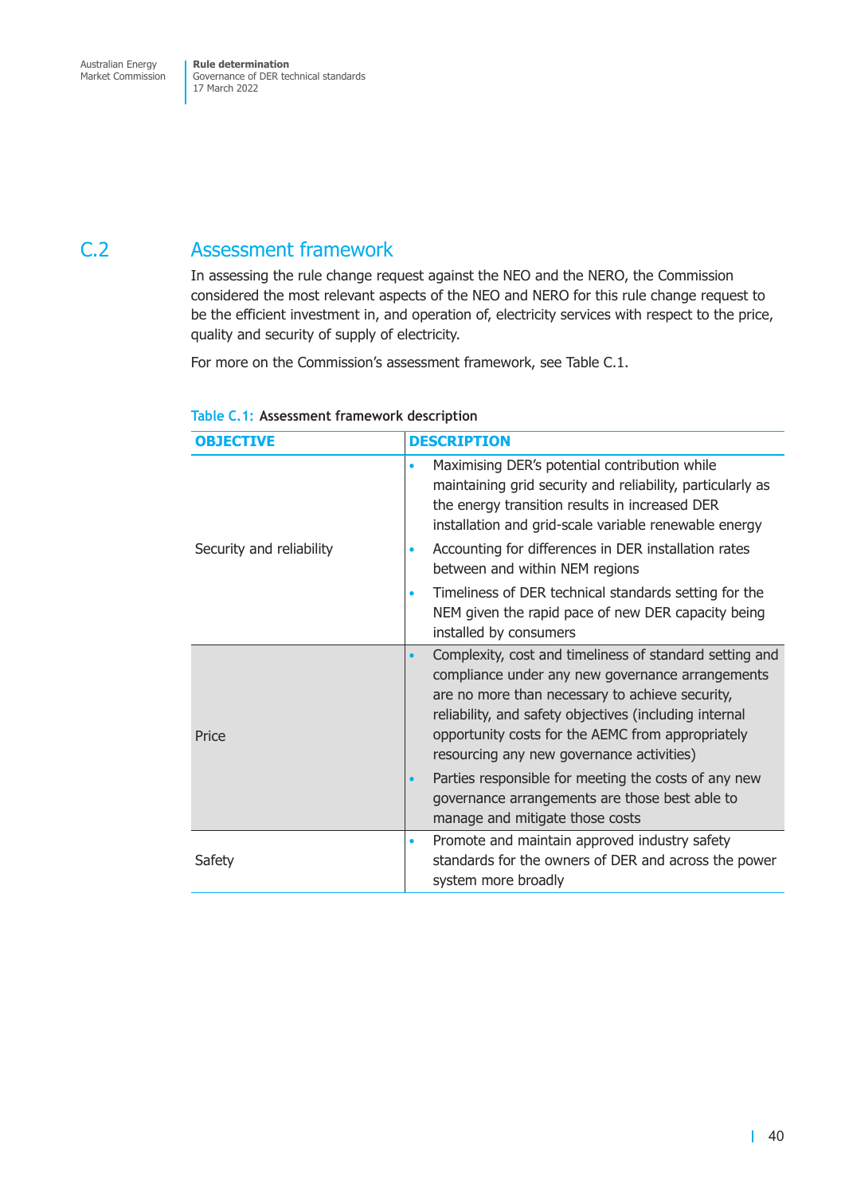## C.2 Assessment framework

In assessing the rule change request against the NEO and the NERO, the Commission considered the most relevant aspects of the NEO and NERO for this rule change request to be the efficient investment in, and operation of, electricity services with respect to the price, quality and security of supply of electricity.

For more on the Commission's assessment framework, see Table C.1.

**Table C.1: Assessment framework description**

| OBJECTIVE | DESCRIPTION |
|---|---|
| Security and reliability | • Maximising DER's potential contribution while maintaining grid security and reliability, particularly as the energy transition results in increased DER installation and grid-scale variable renewable energy<br>• Accounting for differences in DER installation rates between and within NEM regions<br>• Timeliness of DER technical standards setting for the NEM given the rapid pace of new DER capacity being installed by consumers |
| Price | • Complexity, cost and timeliness of standard setting and compliance under any new governance arrangements are no more than necessary to achieve security, reliability, and safety objectives (including internal opportunity costs for the AEMC from appropriately resourcing any new governance activities)<br>• Parties responsible for meeting the costs of any new governance arrangements are those best able to manage and mitigate those costs |
| Safety | • Promote and maintain approved industry safety standards for the owners of DER and across the power system more broadly |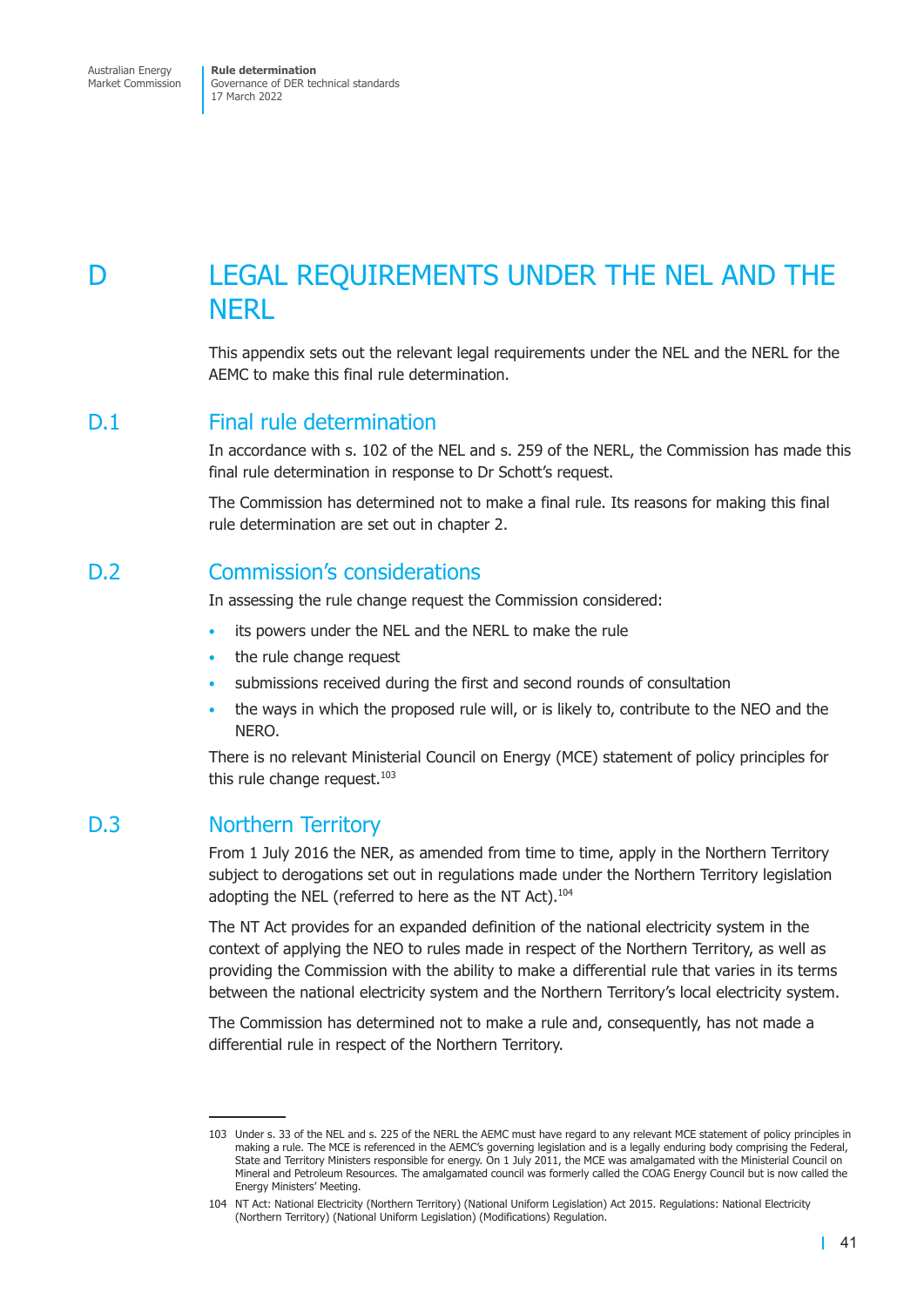# D LEGAL REQUIREMENTS UNDER THE NEL AND THE NERL

This appendix sets out the relevant legal requirements under the NEL and the NERL for the AEMC to make this final rule determination.

## D.1 Final rule determination

In accordance with s. 102 of the NEL and s. 259 of the NERL, the Commission has made this final rule determination in response to Dr Schott's request.

The Commission has determined not to make a final rule. Its reasons for making this final rule determination are set out in chapter 2.

## D.2 Commission's considerations

In assessing the rule change request the Commission considered:

- its powers under the NEL and the NERL to make the rule
- the rule change request
- submissions received during the first and second rounds of consultation
- the ways in which the proposed rule will, or is likely to, contribute to the NEO and the NERO.

There is no relevant Ministerial Council on Energy (MCE) statement of policy principles for this rule change request.[103]

## D.3 Northern Territory

From 1 July 2016 the NER, as amended from time to time, apply in the Northern Territory subject to derogations set out in regulations made under the Northern Territory legislation adopting the NEL (referred to here as the NT Act).[104]

The NT Act provides for an expanded definition of the national electricity system in the context of applying the NEO to rules made in respect of the Northern Territory, as well as providing the Commission with the ability to make a differential rule that varies in its terms between the national electricity system and the Northern Territory's local electricity system.

The Commission has determined not to make a rule and, consequently, has not made a differential rule in respect of the Northern Territory.

---

103 Under s. 33 of the NEL and s. 225 of the NERL the AEMC must have regard to any relevant MCE statement of policy principles in making a rule. The MCE is referenced in the AEMC's governing legislation and is a legally enduring body comprising the Federal, State and Territory Ministers responsible for energy. On 1 July 2011, the MCE was amalgamated with the Ministerial Council on Mineral and Petroleum Resources. The amalgamated council was formerly called the COAG Energy Council but is now called the Energy Ministers' Meeting.

104 NT Act: National Electricity (Northern Territory) (National Uniform Legislation) Act 2015. Regulations: National Electricity (Northern Territory) (National Uniform Legislation) (Modifications) Regulation.